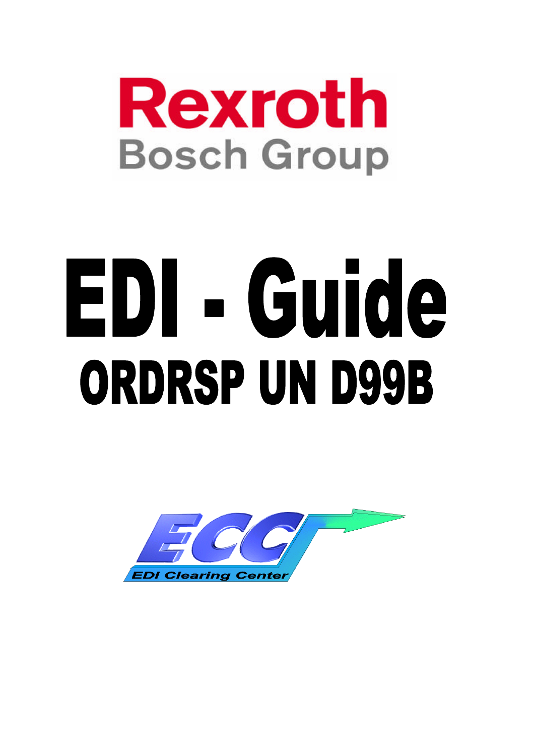Rexroth

Bosch Group

# EDI - Guide

## ORDRSP UN D99B

ECC

EDI Clearing Center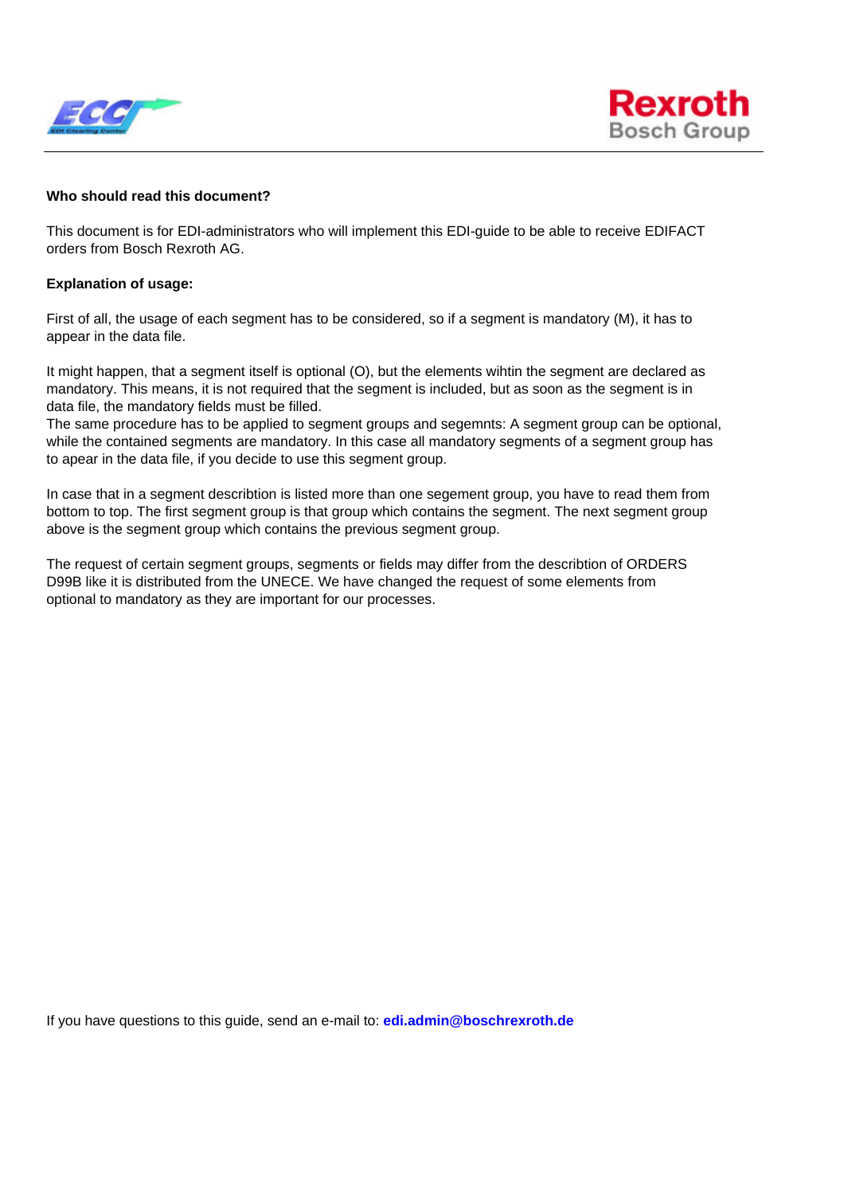**Who should read this document?**

This document is for EDI-administrators who will implement this EDI-guide to be able to receive EDIFACT orders from Bosch Rexroth AG.

**Explanation of usage:**

First of all, the usage of each segment has to be considered, so if a segment is mandatory (M), it has to appear in the data file.

It might happen, that a segment itself is optional (O), but the elements wihtin the segment are declared as mandatory. This means, it is not required that the segment is included, but as soon as the segment is in data file, the mandatory fields must be filled.
The same procedure has to be applied to segment groups and segemnts: A segment group can be optional, while the contained segments are mandatory. In this case all mandatory segments of a segment group has to apear in the data file, if you decide to use this segment group.

In case that in a segment describtion is listed more than one segement group, you have to read them from bottom to top. The first segment group is that group which contains the segment. The next segment group above is the segment group which contains the previous segment group.

The request of certain segment groups, segments or fields may differ from the describtion of ORDERS D99B like it is distributed from the UNECE. We have changed the request of some elements from optional to mandatory as they are important for our processes.

If you have questions to this guide, send an e-mail to: **edi.admin@boschrexroth.de**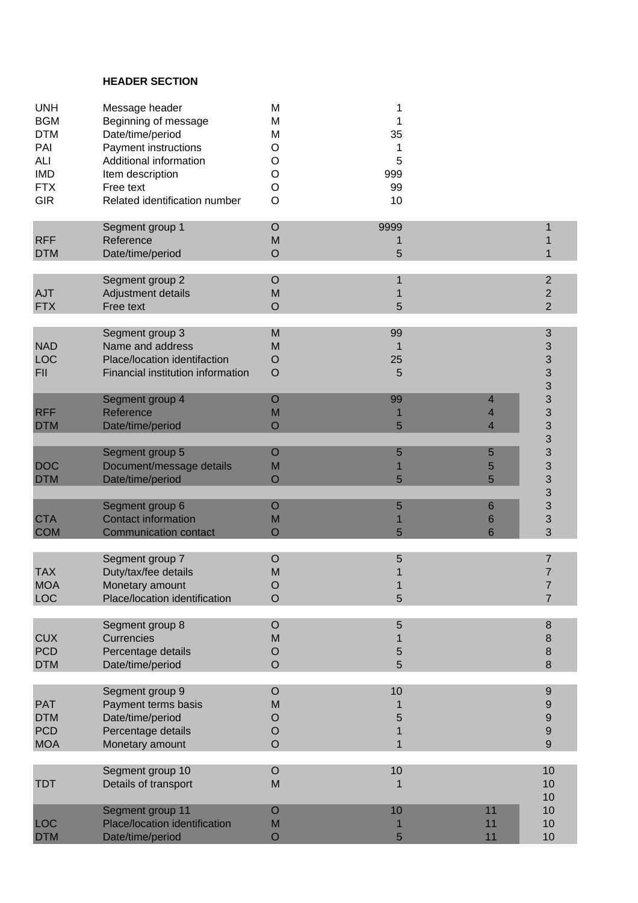**HEADER SECTION**

| Tag | Name | Status | Repeat | Nested group | Group |
|---|---|---|---|---|---|
| UNH | Message header | M | 1 | | |
| BGM | Beginning of message | M | 1 | | |
| DTM | Date/time/period | M | 35 | | |
| PAI | Payment instructions | O | 1 | | |
| ALI | Additional information | O | 5 | | |
| IMD | Item description | O | 999 | | |
| FTX | Free text | O | 99 | | |
| GIR | Related identification number | O | 10 | | |
| | | | | | |
| | Segment group 1 | O | 9999 | | 1 |
| RFF | Reference | M | 1 | | 1 |
| DTM | Date/time/period | O | 5 | | 1 |
| | | | | | |
| | Segment group 2 | O | 1 | | 2 |
| AJT | Adjustment details | M | 1 | | 2 |
| FTX | Free text | O | 5 | | 2 |
| | | | | | |
| | Segment group 3 | M | 99 | | 3 |
| NAD | Name and address | M | 1 | | 3 |
| LOC | Place/location identifaction | O | 25 | | 3 |
| FII | Financial institution information | O | 5 | | 3 |
| | | | | | 3 |
| | Segment group 4 | O | 99 | 4 | 3 |
| RFF | Reference | M | 1 | 4 | 3 |
| DTM | Date/time/period | O | 5 | 4 | 3 |
| | | | | | 3 |
| | Segment group 5 | O | 5 | 5 | 3 |
| DOC | Document/message details | M | 1 | 5 | 3 |
| DTM | Date/time/period | O | 5 | 5 | 3 |
| | | | | | 3 |
| | Segment group 6 | O | 5 | 6 | 3 |
| CTA | Contact information | M | 1 | 6 | 3 |
| COM | Communication contact | O | 5 | 6 | 3 |
| | | | | | |
| | Segment group 7 | O | 5 | | 7 |
| TAX | Duty/tax/fee details | M | 1 | | 7 |
| MOA | Monetary amount | O | 1 | | 7 |
| LOC | Place/location identification | O | 5 | | 7 |
| | | | | | |
| | Segment group 8 | O | 5 | | 8 |
| CUX | Currencies | M | 1 | | 8 |
| PCD | Percentage details | O | 5 | | 8 |
| DTM | Date/time/period | O | 5 | | 8 |
| | | | | | |
| | Segment group 9 | O | 10 | | 9 |
| PAT | Payment terms basis | M | 1 | | 9 |
| DTM | Date/time/period | O | 5 | | 9 |
| PCD | Percentage details | O | 1 | | 9 |
| MOA | Monetary amount | O | 1 | | 9 |
| | | | | | |
| | Segment group 10 | O | 10 | | 10 |
| TDT | Details of transport | M | 1 | | 10 |
| | | | | | 10 |
| | Segment group 11 | O | 10 | 11 | 10 |
| LOC | Place/location identification | M | 1 | 11 | 10 |
| DTM | Date/time/period | O | 5 | 11 | 10 |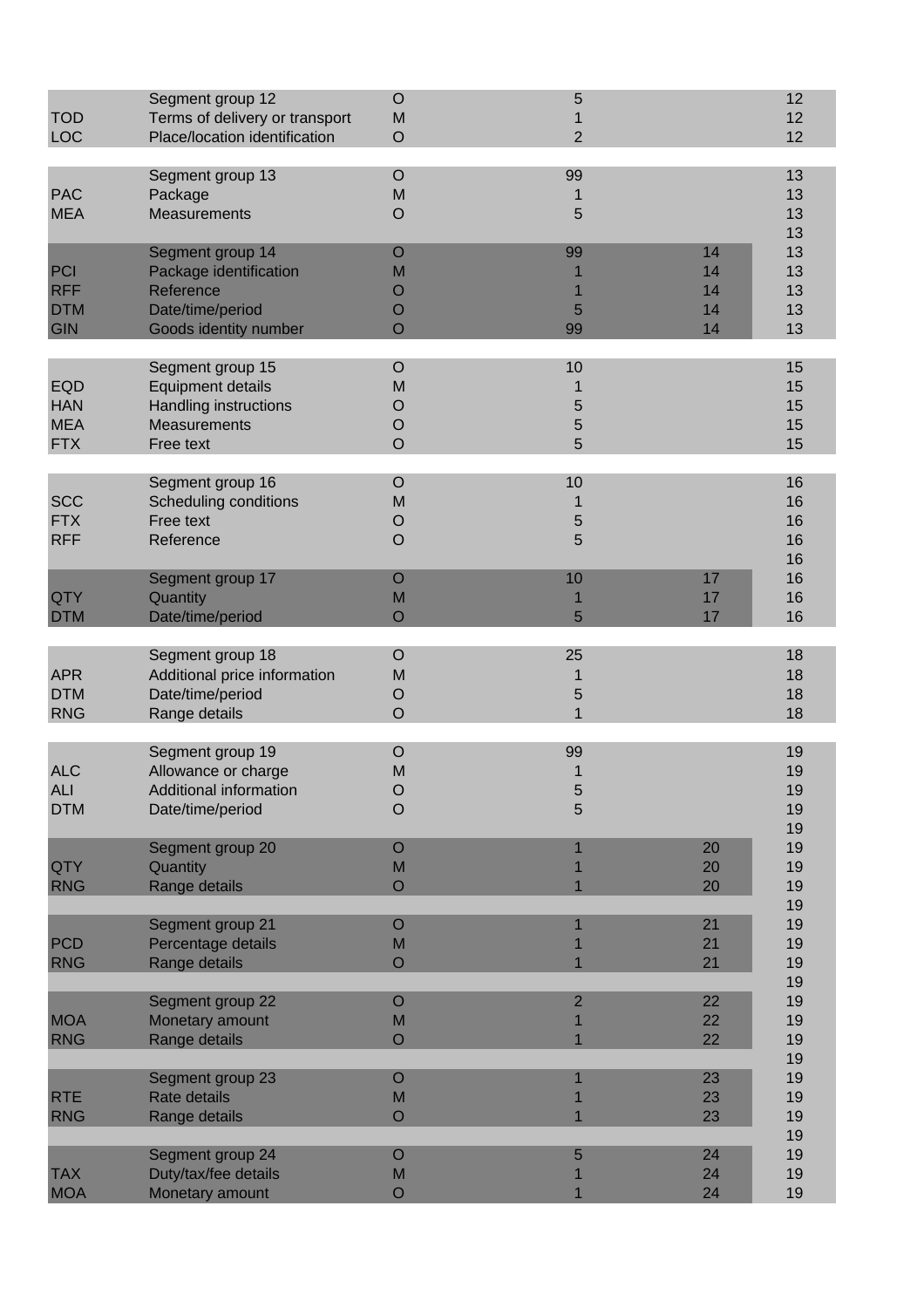| | | | | | |
|---|---|---|---|---|---|
| | Segment group 12 | O | 5 | | 12 |
| TOD | Terms of delivery or transport | M | 1 | | 12 |
| LOC | Place/location identification | O | 2 | | 12 |
| | | | | | |
| | Segment group 13 | O | 99 | | 13 |
| PAC | Package | M | 1 | | 13 |
| MEA | Measurements | O | 5 | | 13 |
| | | | | | 13 |
| | Segment group 14 | O | 99 | 14 | 13 |
| PCI | Package identification | M | 1 | 14 | 13 |
| RFF | Reference | O | 1 | 14 | 13 |
| DTM | Date/time/period | O | 5 | 14 | 13 |
| GIN | Goods identity number | O | 99 | 14 | 13 |
| | | | | | |
| | Segment group 15 | O | 10 | | 15 |
| EQD | Equipment details | M | 1 | | 15 |
| HAN | Handling instructions | O | 5 | | 15 |
| MEA | Measurements | O | 5 | | 15 |
| FTX | Free text | O | 5 | | 15 |
| | | | | | |
| | Segment group 16 | O | 10 | | 16 |
| SCC | Scheduling conditions | M | 1 | | 16 |
| FTX | Free text | O | 5 | | 16 |
| RFF | Reference | O | 5 | | 16 |
| | | | | | 16 |
| | Segment group 17 | O | 10 | 17 | 16 |
| QTY | Quantity | M | 1 | 17 | 16 |
| DTM | Date/time/period | O | 5 | 17 | 16 |
| | | | | | |
| | Segment group 18 | O | 25 | | 18 |
| APR | Additional price information | M | 1 | | 18 |
| DTM | Date/time/period | O | 5 | | 18 |
| RNG | Range details | O | 1 | | 18 |
| | | | | | |
| | Segment group 19 | O | 99 | | 19 |
| ALC | Allowance or charge | M | 1 | | 19 |
| ALI | Additional information | O | 5 | | 19 |
| DTM | Date/time/period | O | 5 | | 19 |
| | | | | | 19 |
| | Segment group 20 | O | 1 | 20 | 19 |
| QTY | Quantity | M | 1 | 20 | 19 |
| RNG | Range details | O | 1 | 20 | 19 |
| | | | | | 19 |
| | Segment group 21 | O | 1 | 21 | 19 |
| PCD | Percentage details | M | 1 | 21 | 19 |
| RNG | Range details | O | 1 | 21 | 19 |
| | | | | | 19 |
| | Segment group 22 | O | 2 | 22 | 19 |
| MOA | Monetary amount | M | 1 | 22 | 19 |
| RNG | Range details | O | 1 | 22 | 19 |
| | | | | | 19 |
| | Segment group 23 | O | 1 | 23 | 19 |
| RTE | Rate details | M | 1 | 23 | 19 |
| RNG | Range details | O | 1 | 23 | 19 |
| | | | | | 19 |
| | Segment group 24 | O | 5 | 24 | 19 |
| TAX | Duty/tax/fee details | M | 1 | 24 | 19 |
| MOA | Monetary amount | O | 1 | 24 | 19 |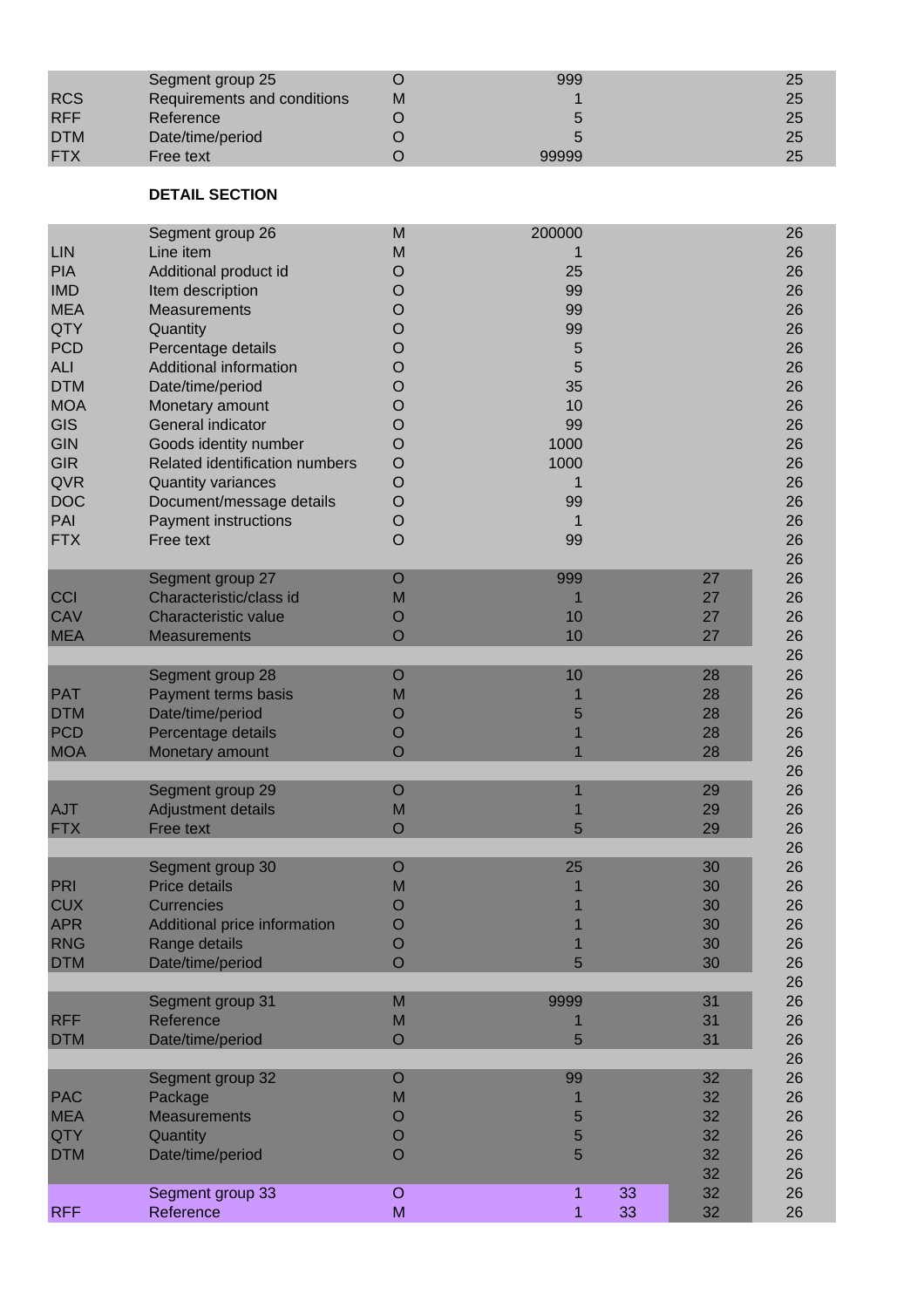| | | | | | | |
|---|---|---|---|---|---|---|
| | Segment group 25 | O | 999 | | | 25 |
| RCS | Requirements and conditions | M | 1 | | | 25 |
| RFF | Reference | O | 5 | | | 25 |
| DTM | Date/time/period | O | 5 | | | 25 |
| FTX | Free text | O | 99999 | | | 25 |

**DETAIL SECTION**

| | | | | | | |
|---|---|---|---|---|---|---|
| | Segment group 26 | M | 200000 | | | 26 |
| LIN | Line item | M | 1 | | | 26 |
| PIA | Additional product id | O | 25 | | | 26 |
| IMD | Item description | O | 99 | | | 26 |
| MEA | Measurements | O | 99 | | | 26 |
| QTY | Quantity | O | 99 | | | 26 |
| PCD | Percentage details | O | 5 | | | 26 |
| ALI | Additional information | O | 5 | | | 26 |
| DTM | Date/time/period | O | 35 | | | 26 |
| MOA | Monetary amount | O | 10 | | | 26 |
| GIS | General indicator | O | 99 | | | 26 |
| GIN | Goods identity number | O | 1000 | | | 26 |
| GIR | Related identification numbers | O | 1000 | | | 26 |
| QVR | Quantity variances | O | 1 | | | 26 |
| DOC | Document/message details | O | 99 | | | 26 |
| PAI | Payment instructions | O | 1 | | | 26 |
| FTX | Free text | O | 99 | | | 26 |
| | | | | | | 26 |
| | Segment group 27 | O | 999 | | 27 | 26 |
| CCI | Characteristic/class id | M | 1 | | 27 | 26 |
| CAV | Characteristic value | O | 10 | | 27 | 26 |
| MEA | Measurements | O | 10 | | 27 | 26 |
| | | | | | | 26 |
| | Segment group 28 | O | 10 | | 28 | 26 |
| PAT | Payment terms basis | M | 1 | | 28 | 26 |
| DTM | Date/time/period | O | 5 | | 28 | 26 |
| PCD | Percentage details | O | 1 | | 28 | 26 |
| MOA | Monetary amount | O | 1 | | 28 | 26 |
| | | | | | | 26 |
| | Segment group 29 | O | 1 | | 29 | 26 |
| AJT | Adjustment details | M | 1 | | 29 | 26 |
| FTX | Free text | O | 5 | | 29 | 26 |
| | | | | | | 26 |
| | Segment group 30 | O | 25 | | 30 | 26 |
| PRI | Price details | M | 1 | | 30 | 26 |
| CUX | Currencies | O | 1 | | 30 | 26 |
| APR | Additional price information | O | 1 | | 30 | 26 |
| RNG | Range details | O | 1 | | 30 | 26 |
| DTM | Date/time/period | O | 5 | | 30 | 26 |
| | | | | | | 26 |
| | Segment group 31 | M | 9999 | | 31 | 26 |
| RFF | Reference | M | 1 | | 31 | 26 |
| DTM | Date/time/period | O | 5 | | 31 | 26 |
| | | | | | | 26 |
| | Segment group 32 | O | 99 | | 32 | 26 |
| PAC | Package | M | 1 | | 32 | 26 |
| MEA | Measurements | O | 5 | | 32 | 26 |
| QTY | Quantity | O | 5 | | 32 | 26 |
| DTM | Date/time/period | O | 5 | | 32 | 26 |
| | | | | | 32 | 26 |
| | Segment group 33 | O | 1 | 33 | 32 | 26 |
| RFF | Reference | M | 1 | 33 | 32 | 26 |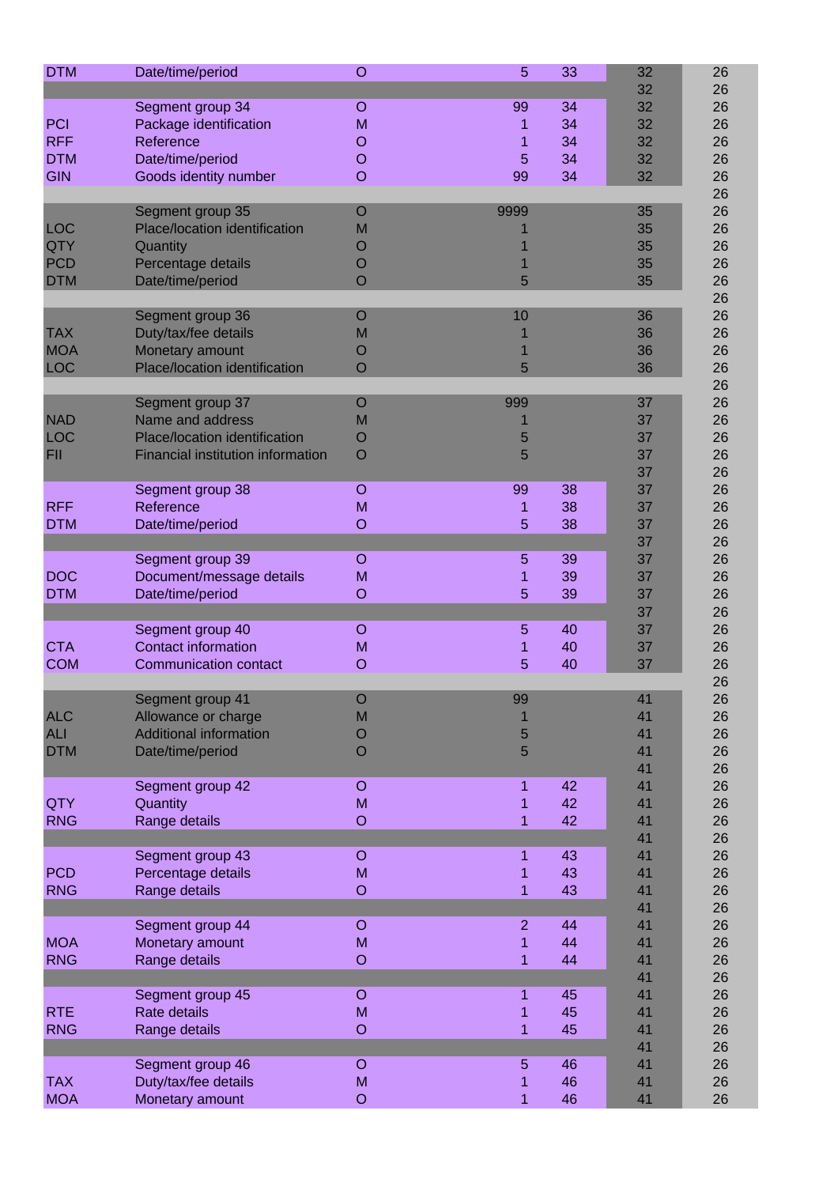| | | | | | | |
|---|---|---|---|---|---|---|
| DTM | Date/time/period | O | 5 | 33 | 32 | 26 |
| | | | | | 32 | 26 |
| | Segment group 34 | O | 99 | 34 | 32 | 26 |
| PCI | Package identification | M | 1 | 34 | 32 | 26 |
| RFF | Reference | O | 1 | 34 | 32 | 26 |
| DTM | Date/time/period | O | 5 | 34 | 32 | 26 |
| GIN | Goods identity number | O | 99 | 34 | 32 | 26 |
| | | | | | | 26 |
| | Segment group 35 | O | 9999 | | 35 | 26 |
| LOC | Place/location identification | M | 1 | | 35 | 26 |
| QTY | Quantity | O | 1 | | 35 | 26 |
| PCD | Percentage details | O | 1 | | 35 | 26 |
| DTM | Date/time/period | O | 5 | | 35 | 26 |
| | | | | | | 26 |
| | Segment group 36 | O | 10 | | 36 | 26 |
| TAX | Duty/tax/fee details | M | 1 | | 36 | 26 |
| MOA | Monetary amount | O | 1 | | 36 | 26 |
| LOC | Place/location identification | O | 5 | | 36 | 26 |
| | | | | | | 26 |
| | Segment group 37 | O | 999 | | 37 | 26 |
| NAD | Name and address | M | 1 | | 37 | 26 |
| LOC | Place/location identification | O | 5 | | 37 | 26 |
| FII | Financial institution information | O | 5 | | 37 | 26 |
| | | | | | 37 | 26 |
| | Segment group 38 | O | 99 | 38 | 37 | 26 |
| RFF | Reference | M | 1 | 38 | 37 | 26 |
| DTM | Date/time/period | O | 5 | 38 | 37 | 26 |
| | | | | | 37 | 26 |
| | Segment group 39 | O | 5 | 39 | 37 | 26 |
| DOC | Document/message details | M | 1 | 39 | 37 | 26 |
| DTM | Date/time/period | O | 5 | 39 | 37 | 26 |
| | | | | | 37 | 26 |
| | Segment group 40 | O | 5 | 40 | 37 | 26 |
| CTA | Contact information | M | 1 | 40 | 37 | 26 |
| COM | Communication contact | O | 5 | 40 | 37 | 26 |
| | | | | | | 26 |
| | Segment group 41 | O | 99 | | 41 | 26 |
| ALC | Allowance or charge | M | 1 | | 41 | 26 |
| ALI | Additional information | O | 5 | | 41 | 26 |
| DTM | Date/time/period | O | 5 | | 41 | 26 |
| | | | | | 41 | 26 |
| | Segment group 42 | O | 1 | 42 | 41 | 26 |
| QTY | Quantity | M | 1 | 42 | 41 | 26 |
| RNG | Range details | O | 1 | 42 | 41 | 26 |
| | | | | | 41 | 26 |
| | Segment group 43 | O | 1 | 43 | 41 | 26 |
| PCD | Percentage details | M | 1 | 43 | 41 | 26 |
| RNG | Range details | O | 1 | 43 | 41 | 26 |
| | | | | | 41 | 26 |
| | Segment group 44 | O | 2 | 44 | 41 | 26 |
| MOA | Monetary amount | M | 1 | 44 | 41 | 26 |
| RNG | Range details | O | 1 | 44 | 41 | 26 |
| | | | | | 41 | 26 |
| | Segment group 45 | O | 1 | 45 | 41 | 26 |
| RTE | Rate details | M | 1 | 45 | 41 | 26 |
| RNG | Range details | O | 1 | 45 | 41 | 26 |
| | | | | | 41 | 26 |
| | Segment group 46 | O | 5 | 46 | 41 | 26 |
| TAX | Duty/tax/fee details | M | 1 | 46 | 41 | 26 |
| MOA | Monetary amount | O | 1 | 46 | 41 | 26 |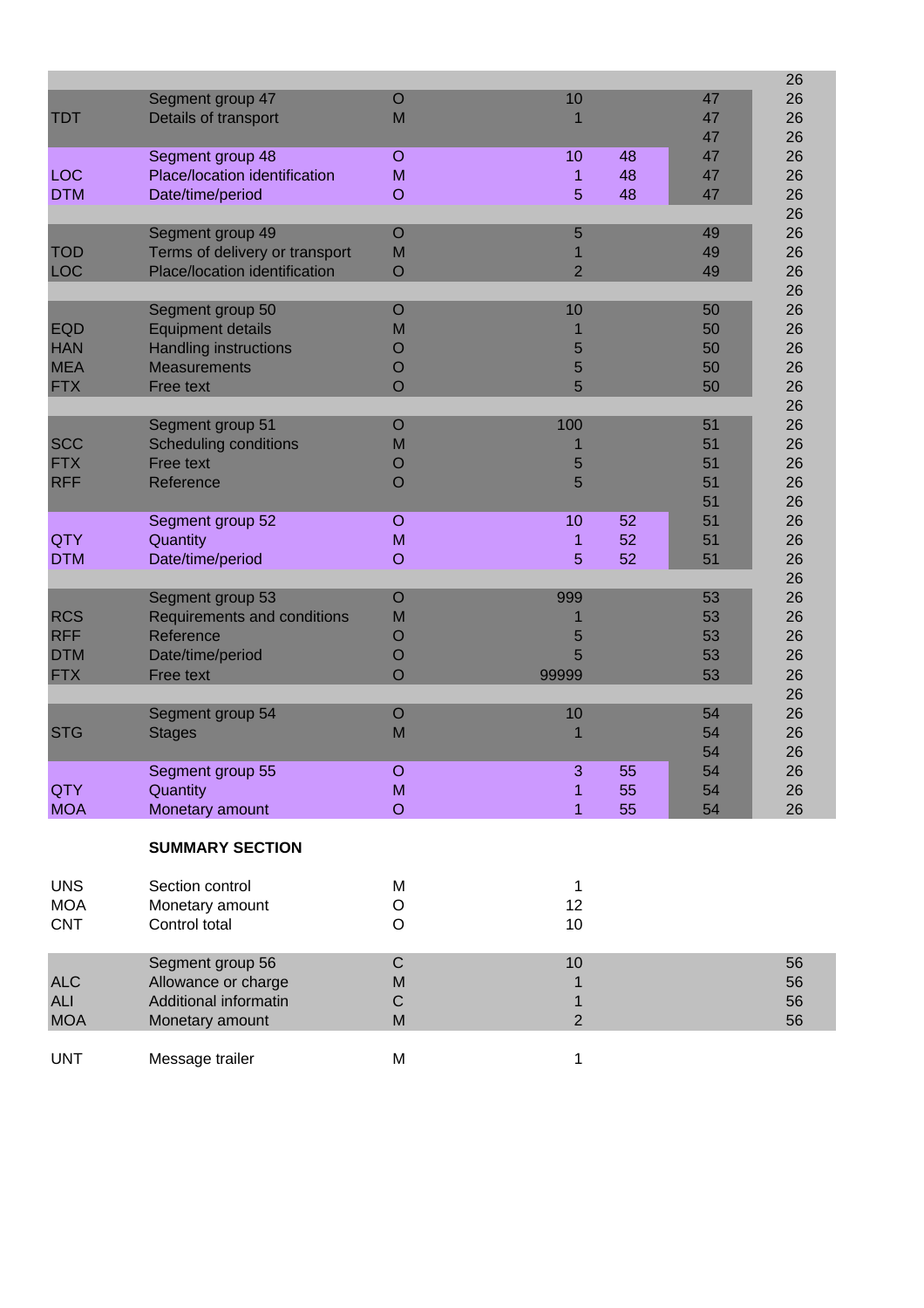| | | | | | | |
|---|---|---|---|---|---|---|
| | | | | | | 26 |
| | Segment group 47 | O | 10 | | 47 | 26 |
| TDT | Details of transport | M | 1 | | 47 | 26 |
| | | | | | 47 | 26 |
| | Segment group 48 | O | 10 | 48 | 47 | 26 |
| LOC | Place/location identification | M | 1 | 48 | 47 | 26 |
| DTM | Date/time/period | O | 5 | 48 | 47 | 26 |
| | | | | | | 26 |
| | Segment group 49 | O | 5 | | 49 | 26 |
| TOD | Terms of delivery or transport | M | 1 | | 49 | 26 |
| LOC | Place/location identification | O | 2 | | 49 | 26 |
| | | | | | | 26 |
| | Segment group 50 | O | 10 | | 50 | 26 |
| EQD | Equipment details | M | 1 | | 50 | 26 |
| HAN | Handling instructions | O | 5 | | 50 | 26 |
| MEA | Measurements | O | 5 | | 50 | 26 |
| FTX | Free text | O | 5 | | 50 | 26 |
| | | | | | | 26 |
| | Segment group 51 | O | 100 | | 51 | 26 |
| SCC | Scheduling conditions | M | 1 | | 51 | 26 |
| FTX | Free text | O | 5 | | 51 | 26 |
| RFF | Reference | O | 5 | | 51 | 26 |
| | | | | | 51 | 26 |
| | Segment group 52 | O | 10 | 52 | 51 | 26 |
| QTY | Quantity | M | 1 | 52 | 51 | 26 |
| DTM | Date/time/period | O | 5 | 52 | 51 | 26 |
| | | | | | | 26 |
| | Segment group 53 | O | 999 | | 53 | 26 |
| RCS | Requirements and conditions | M | 1 | | 53 | 26 |
| RFF | Reference | O | 5 | | 53 | 26 |
| DTM | Date/time/period | O | 5 | | 53 | 26 |
| FTX | Free text | O | 99999 | | 53 | 26 |
| | | | | | | 26 |
| | Segment group 54 | O | 10 | | 54 | 26 |
| STG | Stages | M | 1 | | 54 | 26 |
| | | | | | 54 | 26 |
| | Segment group 55 | O | 3 | 55 | 54 | 26 |
| QTY | Quantity | M | 1 | 55 | 54 | 26 |
| MOA | Monetary amount | O | 1 | 55 | 54 | 26 |

**SUMMARY SECTION**

| | | | | |
|---|---|---|---|---|
| UNS | Section control | M | 1 | |
| MOA | Monetary amount | O | 12 | |
| CNT | Control total | O | 10 | |
| | | | | |
| | Segment group 56 | C | 10 | 56 |
| ALC | Allowance or charge | M | 1 | 56 |
| ALI | Additional informatin | C | 1 | 56 |
| MOA | Monetary amount | M | 2 | 56 |
| | | | | |
| UNT | Message trailer | M | 1 | |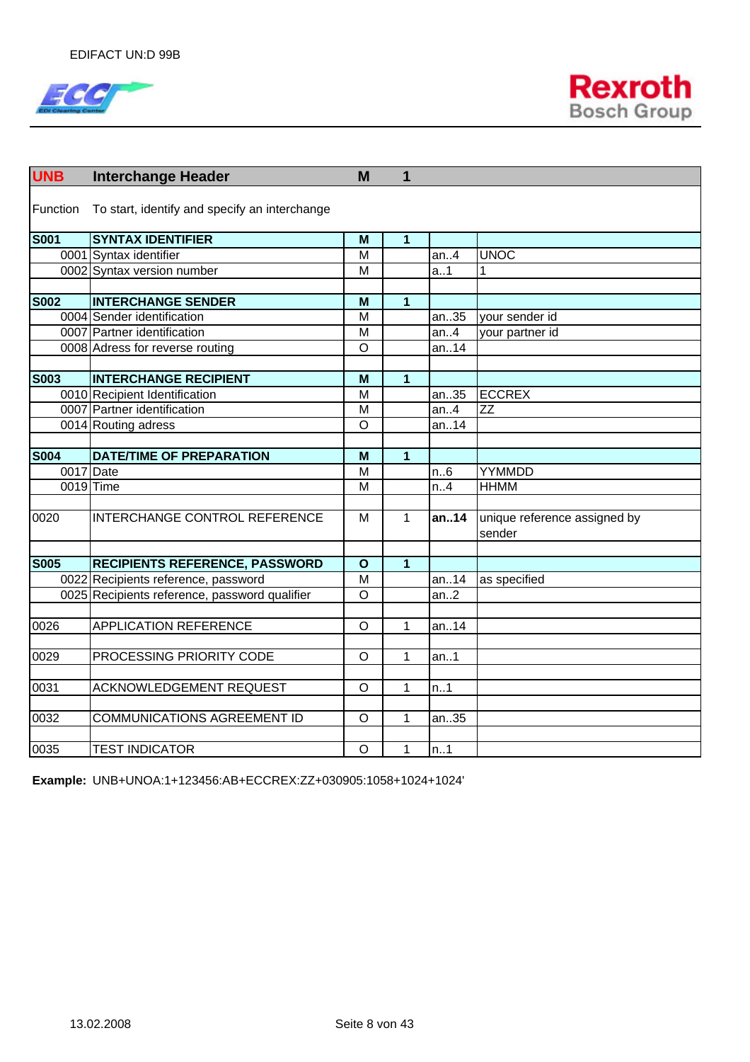| UNB | Interchange Header | M | 1 | | |
|---|---|---|---|---|---|
| Function | To start, identify and specify an interchange | | | | |
| **S001** | **SYNTAX IDENTIFIER** | **M** | **1** | | |
| 0001 | Syntax identifier | M | | an..4 | UNOC |
| 0002 | Syntax version number | M | | a..1 | 1 |
| | | | | | |
| **S002** | **INTERCHANGE SENDER** | **M** | **1** | | |
| 0004 | Sender identification | M | | an..35 | your sender id |
| 0007 | Partner identification | M | | an..4 | your partner id |
| 0008 | Adress for reverse routing | O | | an..14 | |
| | | | | | |
| **S003** | **INTERCHANGE RECIPIENT** | **M** | **1** | | |
| 0010 | Recipient Identification | M | | an..35 | ECCREX |
| 0007 | Partner identification | M | | an..4 | ZZ |
| 0014 | Routing adress | O | | an..14 | |
| | | | | | |
| **S004** | **DATE/TIME OF PREPARATION** | **M** | **1** | | |
| 0017 | Date | M | | n..6 | YYMMDD |
| 0019 | Time | M | | n..4 | HHMM |
| | | | | | |
| 0020 | INTERCHANGE CONTROL REFERENCE | M | 1 | **an..14** | unique reference assigned by sender |
| | | | | | |
| **S005** | **RECIPIENTS REFERENCE, PASSWORD** | **O** | **1** | | |
| 0022 | Recipients reference, password | M | | an..14 | as specified |
| 0025 | Recipients reference, password qualifier | O | | an..2 | |
| | | | | | |
| 0026 | APPLICATION REFERENCE | O | 1 | an..14 | |
| | | | | | |
| 0029 | PROCESSING PRIORITY CODE | O | 1 | an..1 | |
| | | | | | |
| 0031 | ACKNOWLEDGEMENT REQUEST | O | 1 | n..1 | |
| | | | | | |
| 0032 | COMMUNICATIONS AGREEMENT ID | O | 1 | an..35 | |
| | | | | | |
| 0035 | TEST INDICATOR | O | 1 | n..1 | |

**Example:** UNB+UNOA:1+123456:AB+ECCREX:ZZ+030905:1058+1024+1024'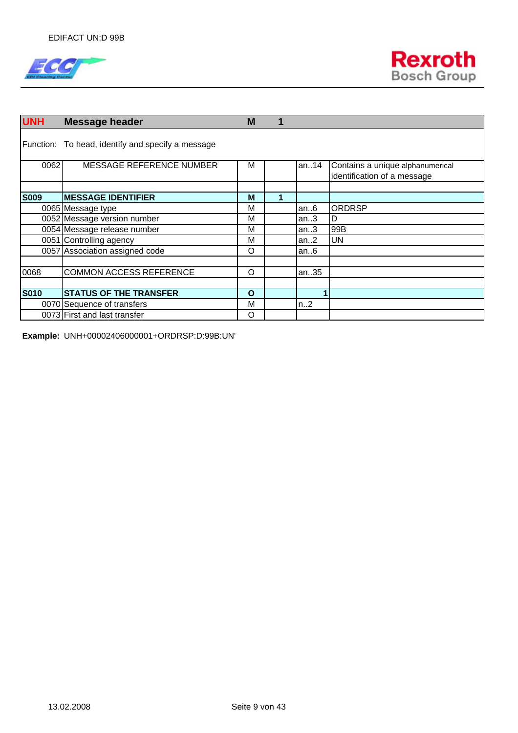| UNH | Message header | M | 1 | | |
|---|---|---|---|---|---|
| Function: | To head, identify and specify a message | | | | |
| 0062 | MESSAGE REFERENCE NUMBER | M | | an..14 | Contains a unique alphanumerical identification of a message |
| | | | | | |
| **S009** | **MESSAGE IDENTIFIER** | **M** | **1** | | |
| 0065 | Message type | M | | an..6 | ORDRSP |
| 0052 | Message version number | M | | an..3 | D |
| 0054 | Message release number | M | | an..3 | 99B |
| 0051 | Controlling agency | M | | an..2 | UN |
| 0057 | Association assigned code | O | | an..6 | |
| | | | | | |
| 0068 | COMMON ACCESS REFERENCE | O | | an..35 | |
| | | | | | |
| **S010** | **STATUS OF THE TRANSFER** | **O** | | **1** | |
| 0070 | Sequence of transfers | M | | n..2 | |
| 0073 | First and last transfer | O | | | |

**Example:** UNH+00002406000001+ORDRSP:D:99B:UN'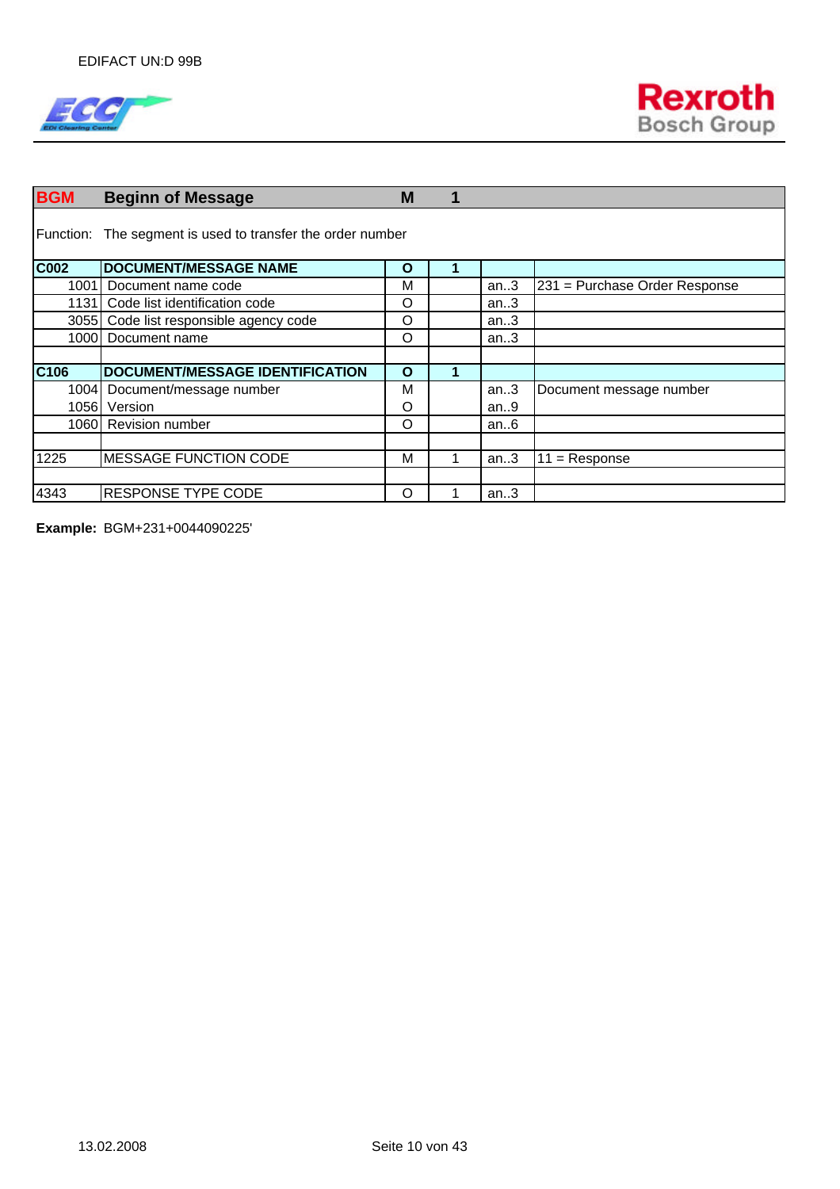| BGM | Beginn of Message | M | 1 | | |
|---|---|---|---|---|---|
| Function: | The segment is used to transfer the order number | | | | |
| **C002** | **DOCUMENT/MESSAGE NAME** | **O** | **1** | | |
| 1001 | Document name code | M | | an..3 | 231 = Purchase Order Response |
| 1131 | Code list identification code | O | | an..3 | |
| 3055 | Code list responsible agency code | O | | an..3 | |
| 1000 | Document name | O | | an..3 | |
| | | | | | |
| **C106** | **DOCUMENT/MESSAGE IDENTIFICATION** | **O** | **1** | | |
| 1004 | Document/message number | M | | an..3 | Document message number |
| 1056 | Version | O | | an..9 | |
| 1060 | Revision number | O | | an..6 | |
| | | | | | |
| 1225 | MESSAGE FUNCTION CODE | M | 1 | an..3 | 11 = Response |
| | | | | | |
| 4343 | RESPONSE TYPE CODE | O | 1 | an..3 | |

**Example:** BGM+231+0044090225'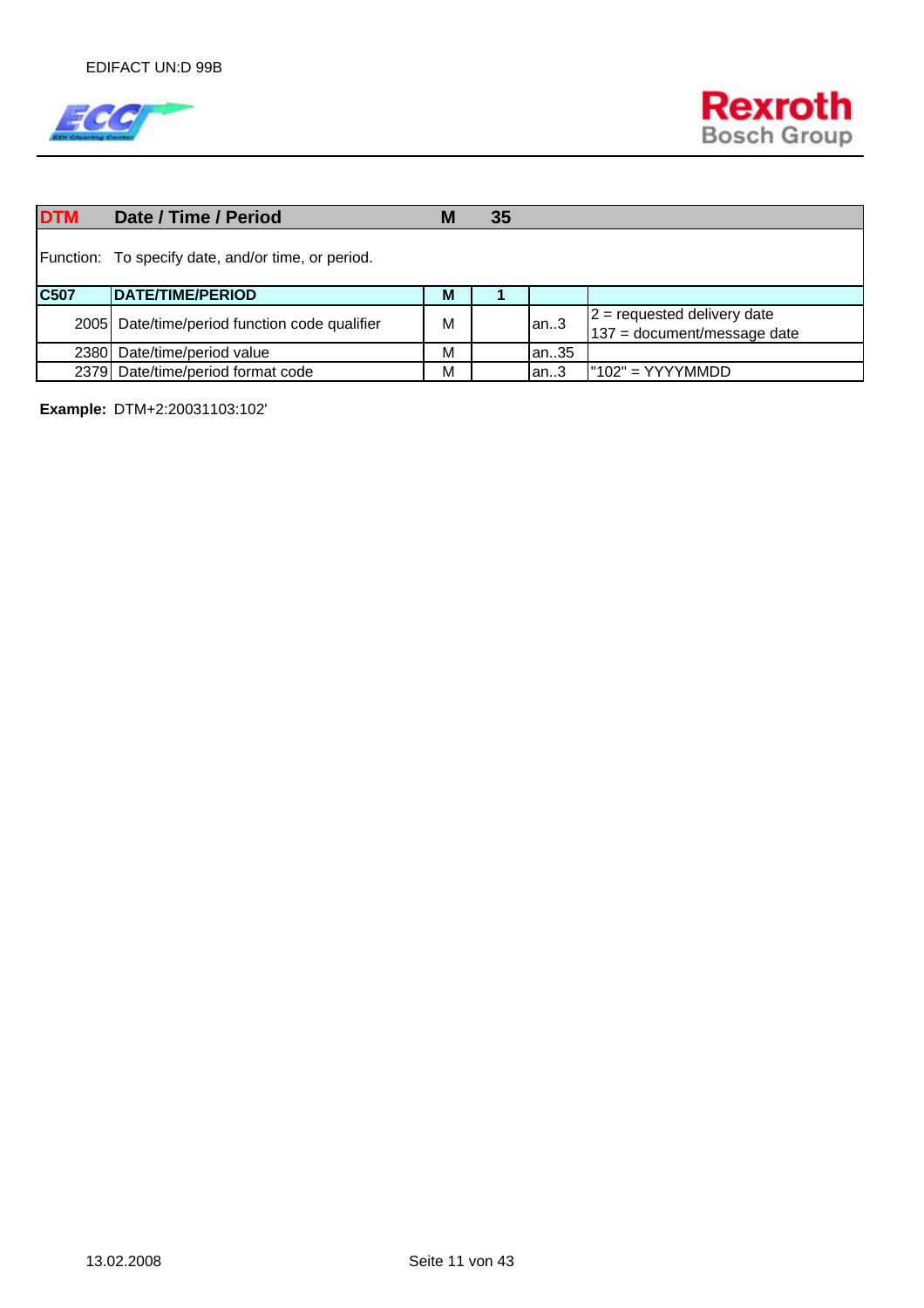| DTM | Date / Time / Period | M | 35 | | |
|---|---|---|---|---|---|
| Function: | To specify date, and/or time, or period. | | | | |
| C507 | DATE/TIME/PERIOD | M | 1 | | |
| 2005 | Date/time/period function code qualifier | M | | an..3 | 2 = requested delivery date<br>137 = document/message date |
| 2380 | Date/time/period value | M | | an..35 | |
| 2379 | Date/time/period format code | M | | an..3 | "102" = YYYYMMDD |

**Example:** DTM+2:20031103:102'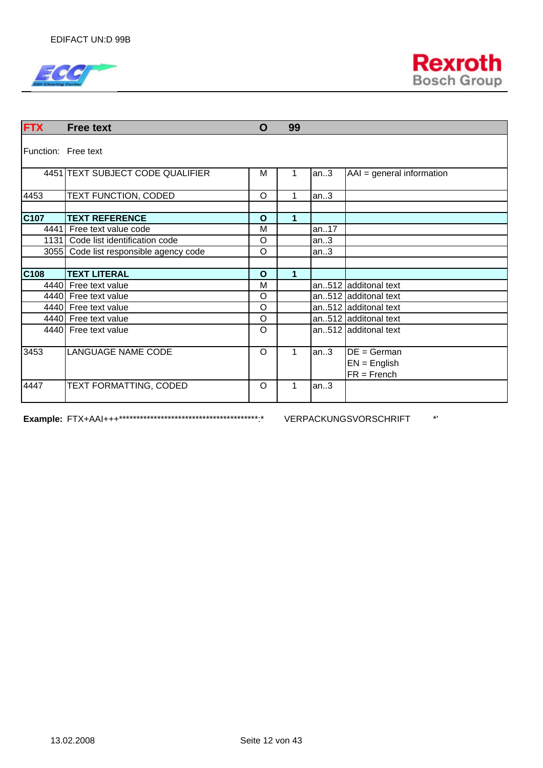| FTX | Free text | O | 99 | | |
|---|---|---|---|---|---|
| Function: | Free text | | | | |
| 4451 | TEXT SUBJECT CODE QUALIFIER | M | 1 | an..3 | AAI = general information |
| 4453 | TEXT FUNCTION, CODED | O | 1 | an..3 | |
| | | | | | |
| **C107** | **TEXT REFERENCE** | **O** | **1** | | |
| 4441 | Free text value code | M | | an..17 | |
| 1131 | Code list identification code | O | | an..3 | |
| 3055 | Code list responsible agency code | O | | an..3 | |
| | | | | | |
| **C108** | **TEXT LITERAL** | **O** | **1** | | |
| 4440 | Free text value | M | | an..512 | additonal text |
| 4440 | Free text value | O | | an..512 | additonal text |
| 4440 | Free text value | O | | an..512 | additonal text |
| 4440 | Free text value | O | | an..512 | additonal text |
| 4440 | Free text value | O | | an..512 | additonal text |
| 3453 | LANGUAGE NAME CODE | O | 1 | an..3 | DE = German<br>EN = English<br>FR = French |
| 4447 | TEXT FORMATTING, CODED | O | 1 | an..3 | |

**Example:** FTX+AAI+++******************************************:*　　　VERPACKUNGSVORSCHRIFT　　　*'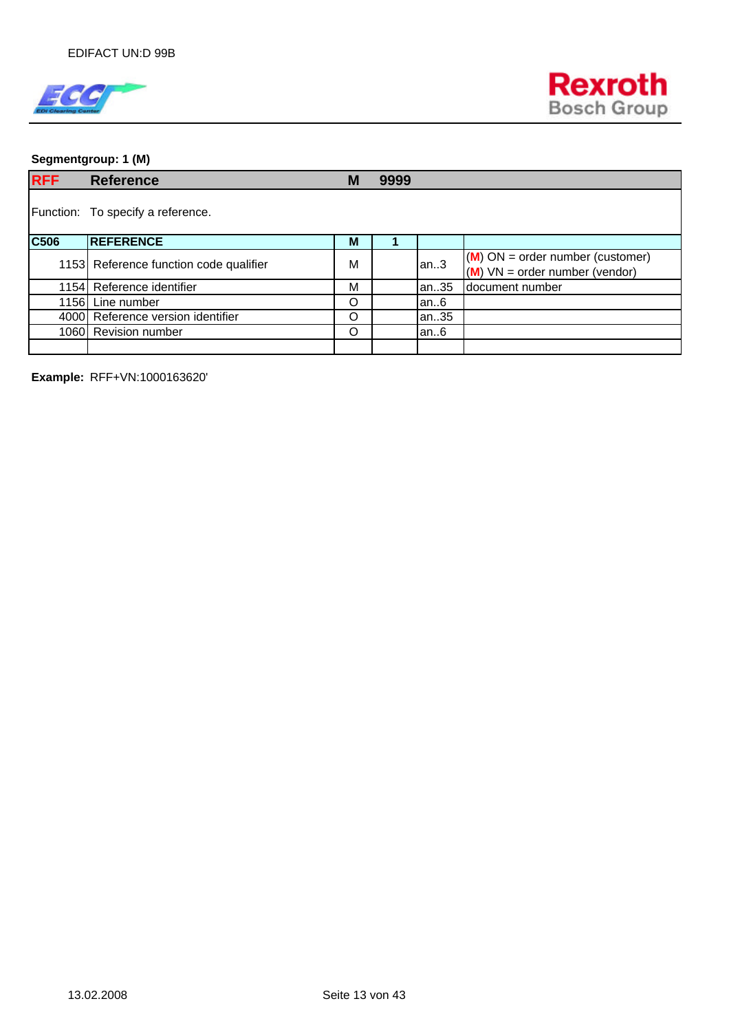**Segmentgroup: 1 (M)**

| RFF | Reference | M | 9999 | | |
|---|---|---|---|---|---|
| Function: | To specify a reference. | | | | |
| **C506** | **REFERENCE** | **M** | **1** | | |
| 1153 | Reference function code qualifier | M | | an..3 | (M) ON = order number (customer)<br>(M) VN = order number (vendor) |
| 1154 | Reference identifier | M | | an..35 | document number |
| 1156 | Line number | O | | an..6 | |
| 4000 | Reference version identifier | O | | an..35 | |
| 1060 | Revision number | O | | an..6 | |
| | | | | | |

**Example:** RFF+VN:1000163620'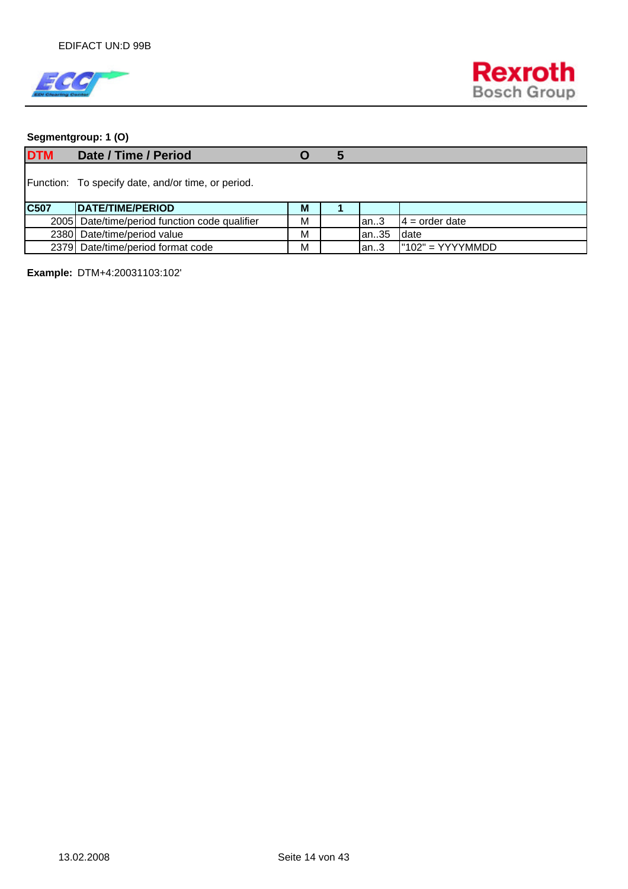**Segmentgroup: 1 (O)**

| DTM | Date / Time / Period | O | 5 | | |
|---|---|---|---|---|---|
| Function: | To specify date, and/or time, or period. | | | | |
| **C507** | **DATE/TIME/PERIOD** | **M** | **1** | | |
| 2005 | Date/time/period function code qualifier | M | | an..3 | 4 = order date |
| 2380 | Date/time/period value | M | | an..35 | date |
| 2379 | Date/time/period format code | M | | an..3 | "102" = YYYYMMDD |

**Example:** DTM+4:20031103:102'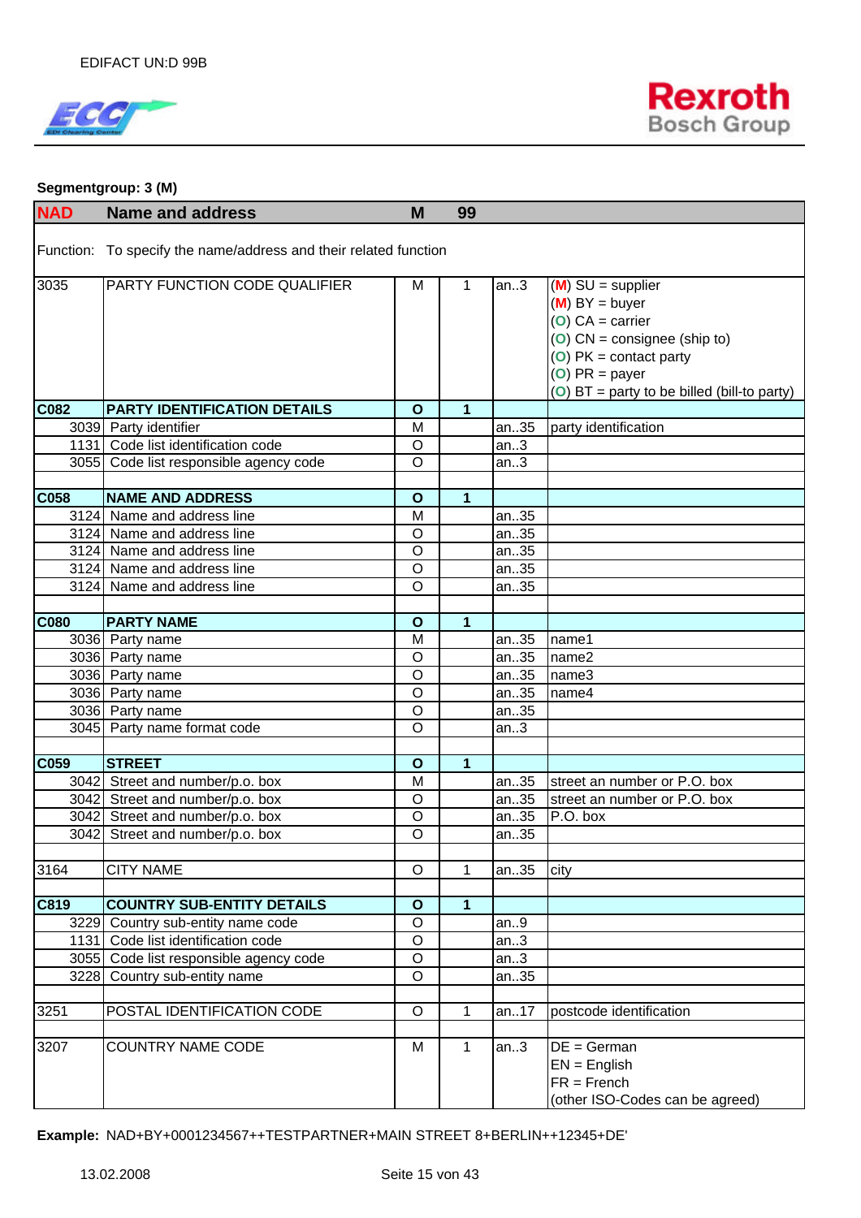**Segmentgroup: 3 (M)**

| NAD | Name and address | M | 99 | | |
|---|---|---|---|---|---|
| Function: | To specify the name/address and their related function | | | | |
| 3035 | PARTY FUNCTION CODE QUALIFIER | M | 1 | an..3 | (M) SU = supplier<br>(M) BY = buyer<br>(O) CA = carrier<br>(O) CN = consignee (ship to)<br>(O) PK = contact party<br>(O) PR = payer<br>(O) BT = party to be billed (bill-to party) |
| **C082** | **PARTY IDENTIFICATION DETAILS** | **O** | **1** | | |
| 3039 | Party identifier | M | | an..35 | party identification |
| 1131 | Code list identification code | O | | an..3 | |
| 3055 | Code list responsible agency code | O | | an..3 | |
| | | | | | |
| **C058** | **NAME AND ADDRESS** | **O** | **1** | | |
| 3124 | Name and address line | M | | an..35 | |
| 3124 | Name and address line | O | | an..35 | |
| 3124 | Name and address line | O | | an..35 | |
| 3124 | Name and address line | O | | an..35 | |
| 3124 | Name and address line | O | | an..35 | |
| | | | | | |
| **C080** | **PARTY NAME** | **O** | **1** | | |
| 3036 | Party name | M | | an..35 | name1 |
| 3036 | Party name | O | | an..35 | name2 |
| 3036 | Party name | O | | an..35 | name3 |
| 3036 | Party name | O | | an..35 | name4 |
| 3036 | Party name | O | | an..35 | |
| 3045 | Party name format code | O | | an..3 | |
| | | | | | |
| **C059** | **STREET** | **O** | **1** | | |
| 3042 | Street and number/p.o. box | M | | an..35 | street an number or P.O. box |
| 3042 | Street and number/p.o. box | O | | an..35 | street an number or P.O. box |
| 3042 | Street and number/p.o. box | O | | an..35 | P.O. box |
| 3042 | Street and number/p.o. box | O | | an..35 | |
| | | | | | |
| 3164 | CITY NAME | O | 1 | an..35 | city |
| | | | | | |
| **C819** | **COUNTRY SUB-ENTITY DETAILS** | **O** | **1** | | |
| 3229 | Country sub-entity name code | O | | an..9 | |
| 1131 | Code list identification code | O | | an..3 | |
| 3055 | Code list responsible agency code | O | | an..3 | |
| 3228 | Country sub-entity name | O | | an..35 | |
| | | | | | |
| 3251 | POSTAL IDENTIFICATION CODE | O | 1 | an..17 | postcode identification |
| | | | | | |
| 3207 | COUNTRY NAME CODE | M | 1 | an..3 | DE = German<br>EN = English<br>FR = French<br>(other ISO-Codes can be agreed) |

**Example:** NAD+BY+0001234567++TESTPARTNER+MAIN STREET 8+BERLIN++12345+DE'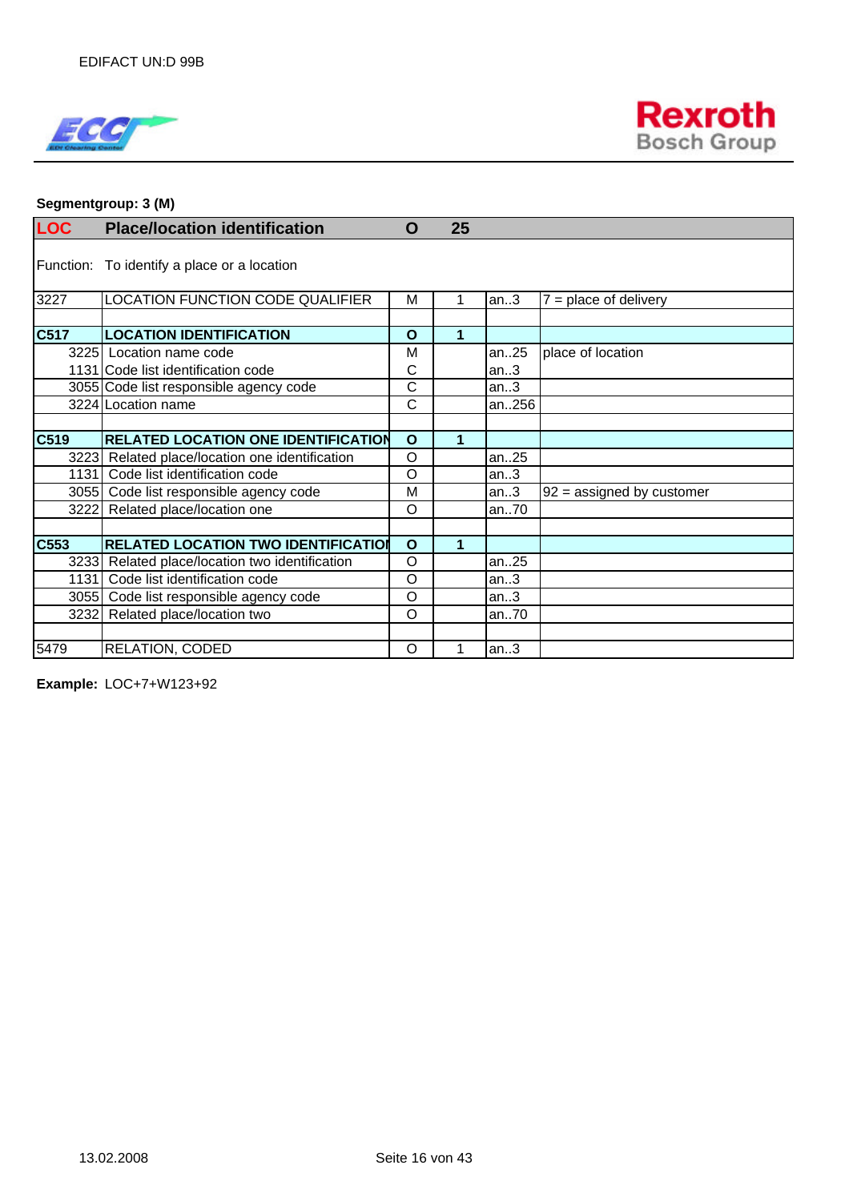**Segmentgroup: 3 (M)**

| LOC | Place/location identification | O | 25 | | |
|---|---|---|---|---|---|
| Function: | To identify a place or a location | | | | |
| 3227 | LOCATION FUNCTION CODE QUALIFIER | M | 1 | an..3 | 7 = place of delivery |
| | | | | | |
| **C517** | **LOCATION IDENTIFICATION** | **O** | **1** | | |
| 3225 | Location name code | M | | an..25 | place of location |
| 1131 | Code list identification code | C | | an..3 | |
| 3055 | Code list responsible agency code | C | | an..3 | |
| 3224 | Location name | C | | an..256 | |
| | | | | | |
| **C519** | **RELATED LOCATION ONE IDENTIFICATION** | **O** | **1** | | |
| 3223 | Related place/location one identification | O | | an..25 | |
| 1131 | Code list identification code | O | | an..3 | |
| 3055 | Code list responsible agency code | M | | an..3 | 92 = assigned by customer |
| 3222 | Related place/location one | O | | an..70 | |
| | | | | | |
| **C553** | **RELATED LOCATION TWO IDENTIFICATION** | **O** | **1** | | |
| 3233 | Related place/location two identification | O | | an..25 | |
| 1131 | Code list identification code | O | | an..3 | |
| 3055 | Code list responsible agency code | O | | an..3 | |
| 3232 | Related place/location two | O | | an..70 | |
| | | | | | |
| 5479 | RELATION, CODED | O | 1 | an..3 | |

**Example:** LOC+7+W123+92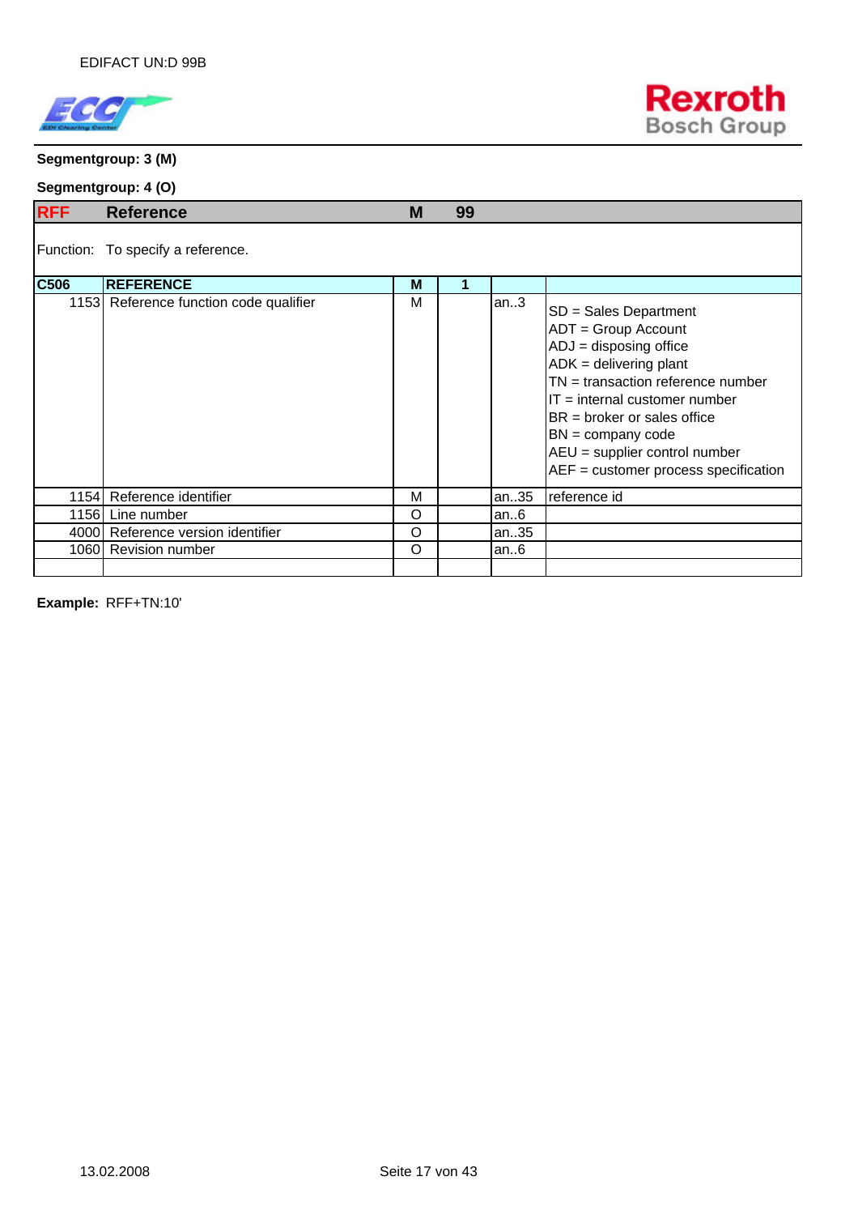**Segmentgroup: 3 (M)**

**Segmentgroup: 4 (O)**

| RFF | Reference | M | 99 | | |
|---|---|---|---|---|---|
| Function: | To specify a reference. | | | | |
| **C506** | **REFERENCE** | **M** | **1** | | |
| 1153 | Reference function code qualifier | M | | an..3 | SD = Sales Department<br>ADT = Group Account<br>ADJ = disposing office<br>ADK = delivering plant<br>TN = transaction reference number<br>IT = internal customer number<br>BR = broker or sales office<br>BN = company code<br>AEU = supplier control number<br>AEF = customer process specification |
| 1154 | Reference identifier | M | | an..35 | reference id |
| 1156 | Line number | O | | an..6 | |
| 4000 | Reference version identifier | O | | an..35 | |
| 1060 | Revision number | O | | an..6 | |
| | | | | | |

**Example:** RFF+TN:10'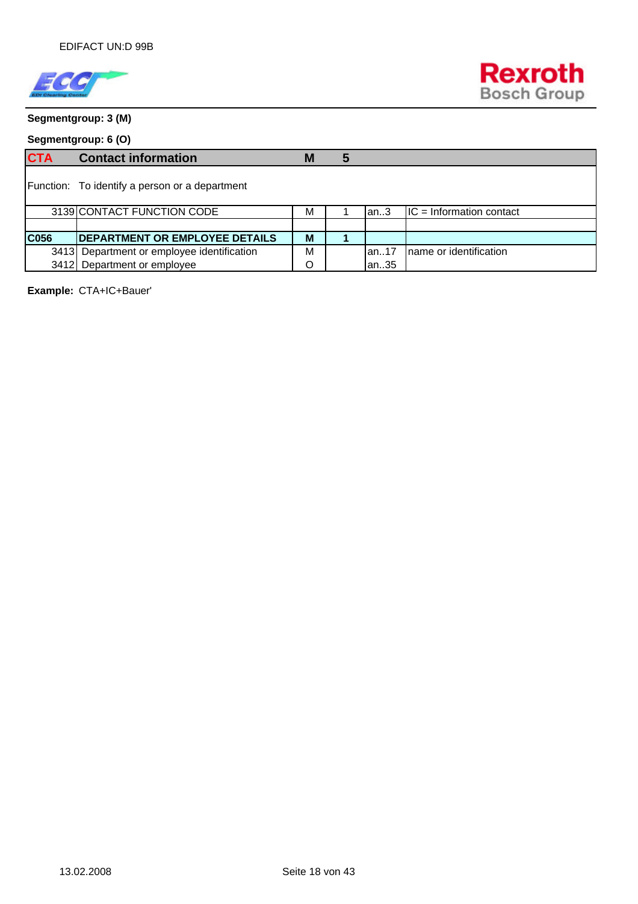**Segmentgroup: 3 (M)**

**Segmentgroup: 6 (O)**

| CTA | Contact information | M | 5 | | |
|---|---|---|---|---|---|
| Function: | To identify a person or a department | | | | |
| 3139 | CONTACT FUNCTION CODE | M | 1 | an..3 | IC = Information contact |
| | | | | | |
| **C056** | **DEPARTMENT OR EMPLOYEE DETAILS** | **M** | **1** | | |
| 3413 | Department or employee identification | M | | an..17 | name or identification |
| 3412 | Department or employee | O | | an..35 | |

**Example:** CTA+IC+Bauer'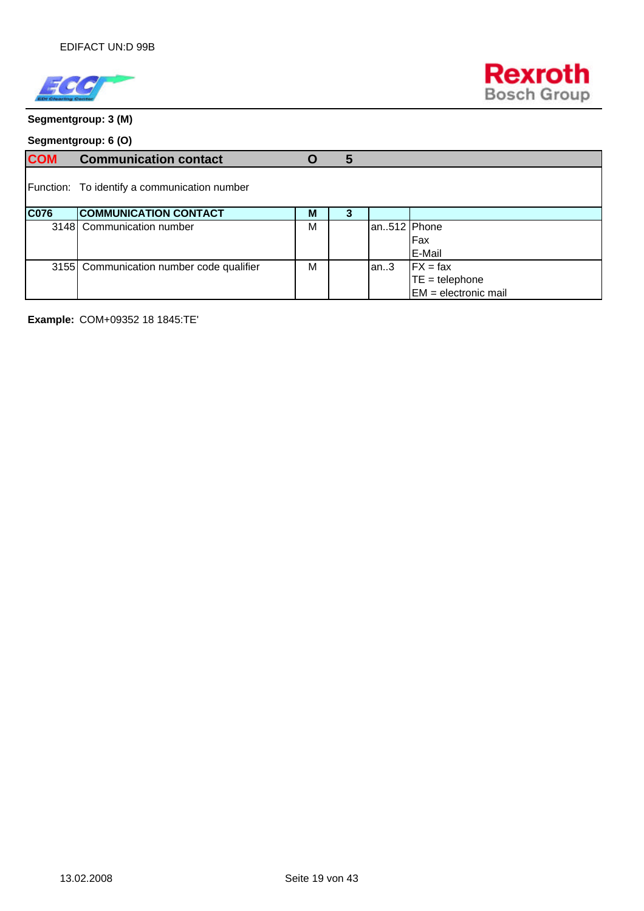**Segmentgroup: 3 (M)**

**Segmentgroup: 6 (O)**

| COM | Communication contact | O | 5 | | |
|---|---|---|---|---|---|
| Function: | To identify a communication number | | | | |
| C076 | COMMUNICATION CONTACT | M | 3 | | |
| 3148 | Communication number | M | | an..512 | Phone<br>Fax<br>E-Mail |
| 3155 | Communication number code qualifier | M | | an..3 | FX = fax<br>TE = telephone<br>EM = electronic mail |

**Example:** COM+09352 18 1845:TE'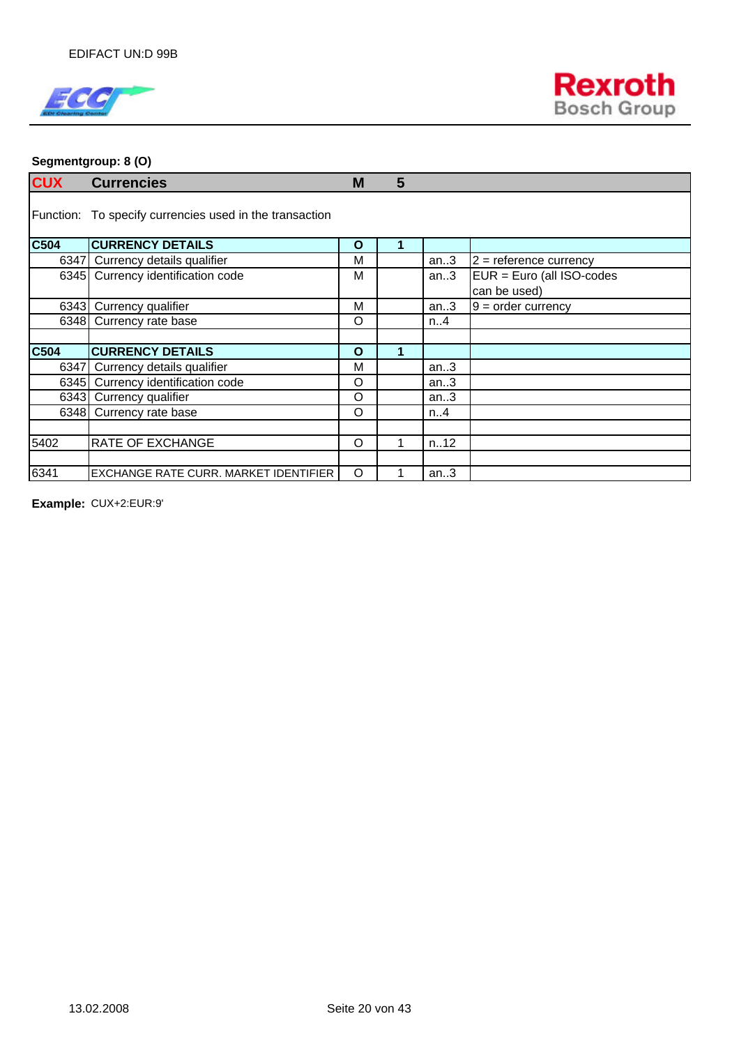**Segmentgroup: 8 (O)**

| CUX | Currencies | M | 5 | | |
|---|---|---|---|---|---|
| Function: | To specify currencies used in the transaction | | | | |
| C504 | **CURRENCY DETAILS** | **O** | **1** | | |
| 6347 | Currency details qualifier | M | | an..3 | 2 = reference currency |
| 6345 | Currency identification code | M | | an..3 | EUR = Euro (all ISO-codes can be used) |
| 6343 | Currency qualifier | M | | an..3 | 9 = order currency |
| 6348 | Currency rate base | O | | n..4 | |
| | | | | | |
| C504 | **CURRENCY DETAILS** | **O** | **1** | | |
| 6347 | Currency details qualifier | M | | an..3 | |
| 6345 | Currency identification code | O | | an..3 | |
| 6343 | Currency qualifier | O | | an..3 | |
| 6348 | Currency rate base | O | | n..4 | |
| | | | | | |
| 5402 | RATE OF EXCHANGE | O | 1 | n..12 | |
| | | | | | |
| 6341 | EXCHANGE RATE CURR. MARKET IDENTIFIER | O | 1 | an..3 | |

**Example:** CUX+2:EUR:9'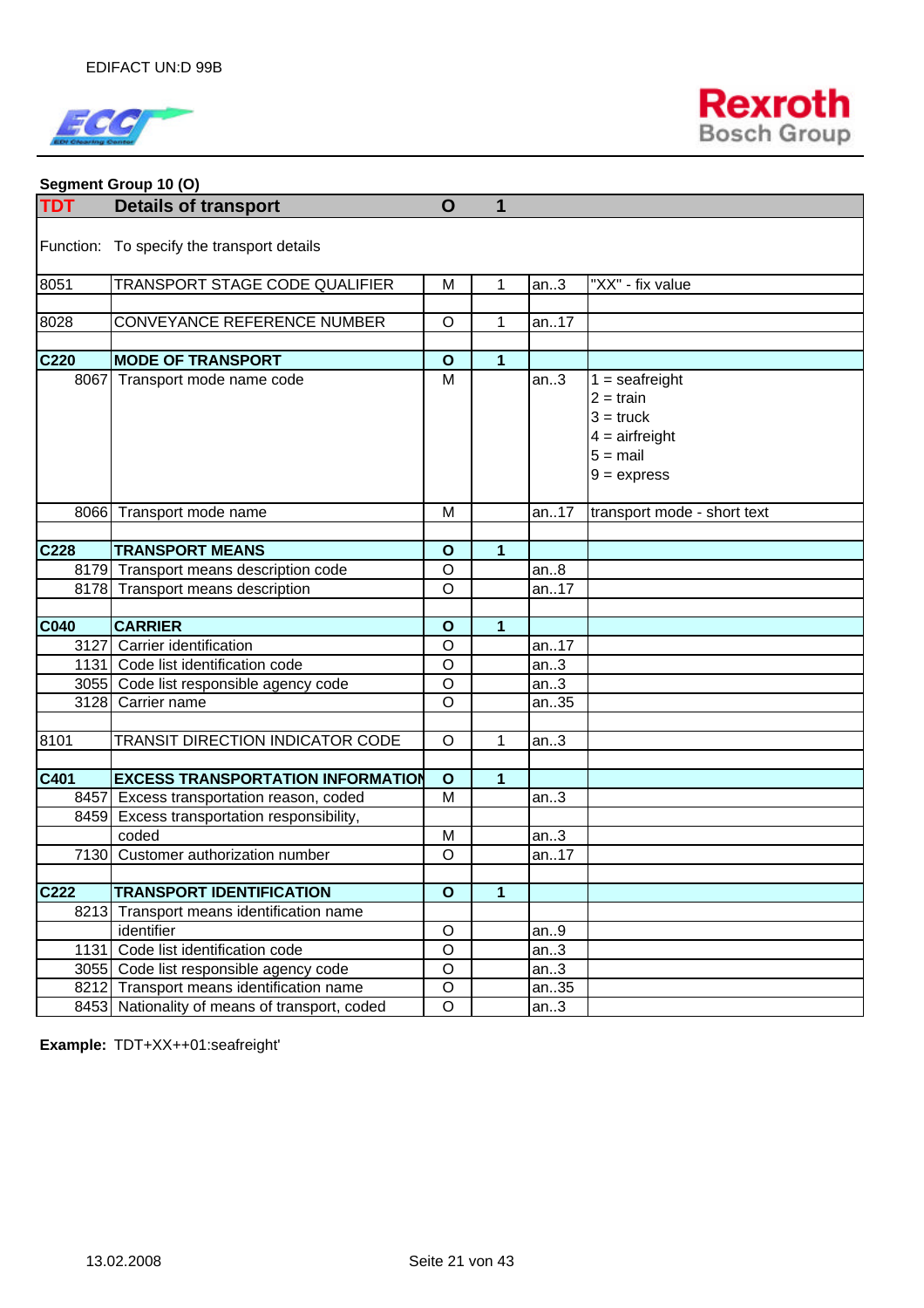**Segment Group 10 (O)**

| TDT | Details of transport | O | 1 | | |
|---|---|---|---|---|---|
| Function: | To specify the transport details | | | | |
| 8051 | TRANSPORT STAGE CODE QUALIFIER | M | 1 | an..3 | "XX" - fix value |
| | | | | | |
| 8028 | CONVEYANCE REFERENCE NUMBER | O | 1 | an..17 | |
| | | | | | |
| **C220** | **MODE OF TRANSPORT** | **O** | **1** | | |
| 8067 | Transport mode name code | M | | an..3 | 1 = seafreight<br>2 = train<br>3 = truck<br>4 = airfreight<br>5 = mail<br>9 = express |
| 8066 | Transport mode name | M | | an..17 | transport mode - short text |
| | | | | | |
| **C228** | **TRANSPORT MEANS** | **O** | **1** | | |
| 8179 | Transport means description code | O | | an..8 | |
| 8178 | Transport means description | O | | an..17 | |
| | | | | | |
| **C040** | **CARRIER** | **O** | **1** | | |
| 3127 | Carrier identification | O | | an..17 | |
| 1131 | Code list identification code | O | | an..3 | |
| 3055 | Code list responsible agency code | O | | an..3 | |
| 3128 | Carrier name | O | | an..35 | |
| | | | | | |
| 8101 | TRANSIT DIRECTION INDICATOR CODE | O | 1 | an..3 | |
| | | | | | |
| **C401** | **EXCESS TRANSPORTATION INFORMATION** | **O** | **1** | | |
| 8457 | Excess transportation reason, coded | M | | an..3 | |
| 8459 | Excess transportation responsibility, coded | M | | an..3 | |
| 7130 | Customer authorization number | O | | an..17 | |
| | | | | | |
| **C222** | **TRANSPORT IDENTIFICATION** | **O** | **1** | | |
| 8213 | Transport means identification name identifier | O | | an..9 | |
| 1131 | Code list identification code | O | | an..3 | |
| 3055 | Code list responsible agency code | O | | an..3 | |
| 8212 | Transport means identification name | O | | an..35 | |
| 8453 | Nationality of means of transport, coded | O | | an..3 | |

**Example:** TDT+XX++01:seafreight'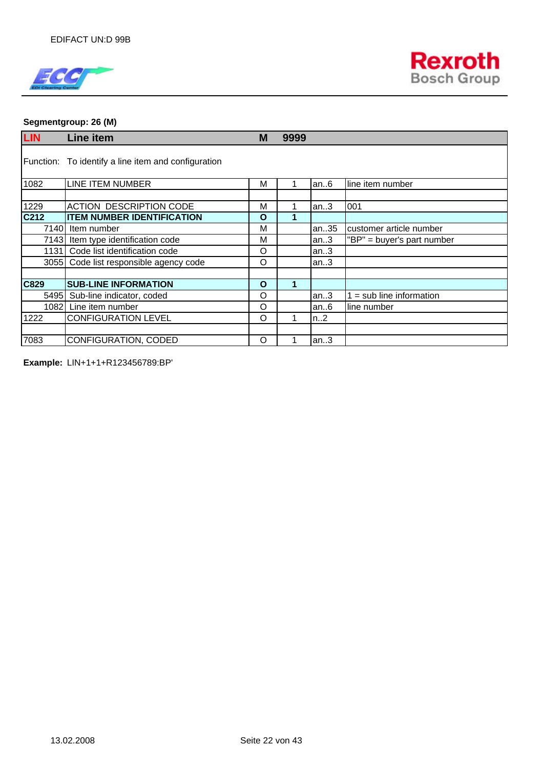**Segmentgroup: 26 (M)**

| LIN | Line item | M | 9999 | | |
|---|---|---|---|---|---|
| Function: | To identify a line item and configuration | | | | |
| 1082 | LINE ITEM NUMBER | M | 1 | an..6 | line item number |
| | | | | | |
| 1229 | ACTION DESCRIPTION CODE | M | 1 | an..3 | 001 |
| **C212** | **ITEM NUMBER IDENTIFICATION** | **O** | **1** | | |
| 7140 | Item number | M | | an..35 | customer article number |
| 7143 | Item type identification code | M | | an..3 | "BP" = buyer's part number |
| 1131 | Code list identification code | O | | an..3 | |
| 3055 | Code list responsible agency code | O | | an..3 | |
| | | | | | |
| **C829** | **SUB-LINE INFORMATION** | **O** | **1** | | |
| 5495 | Sub-line indicator, coded | O | | an..3 | 1 = sub line information |
| 1082 | Line item number | O | | an..6 | line number |
| 1222 | CONFIGURATION LEVEL | O | 1 | n..2 | |
| | | | | | |
| 7083 | CONFIGURATION, CODED | O | 1 | an..3 | |

**Example:** LIN+1+1+R123456789:BP'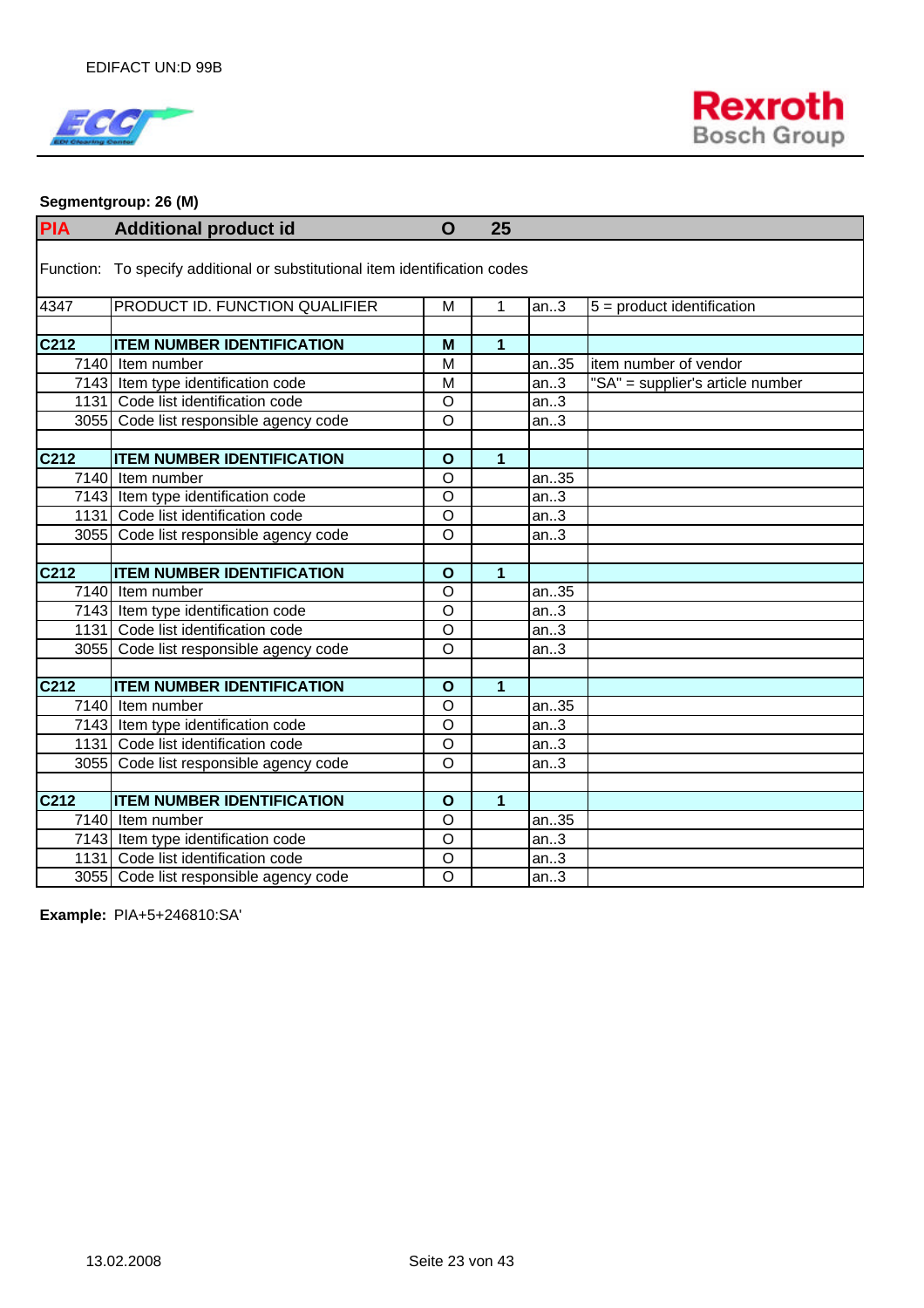**Segmentgroup: 26 (M)**

| PIA | Additional product id | O | 25 | | |
|---|---|---|---|---|---|
| Function: | To specify additional or substitutional item identification codes | | | | |
| 4347 | PRODUCT ID. FUNCTION QUALIFIER | M | 1 | an..3 | 5 = product identification |
| | | | | | |
| **C212** | **ITEM NUMBER IDENTIFICATION** | **M** | **1** | | |
| 7140 | Item number | M | | an..35 | item number of vendor |
| 7143 | Item type identification code | M | | an..3 | "SA" = supplier's article number |
| 1131 | Code list identification code | O | | an..3 | |
| 3055 | Code list responsible agency code | O | | an..3 | |
| | | | | | |
| **C212** | **ITEM NUMBER IDENTIFICATION** | **O** | **1** | | |
| 7140 | Item number | O | | an..35 | |
| 7143 | Item type identification code | O | | an..3 | |
| 1131 | Code list identification code | O | | an..3 | |
| 3055 | Code list responsible agency code | O | | an..3 | |
| | | | | | |
| **C212** | **ITEM NUMBER IDENTIFICATION** | **O** | **1** | | |
| 7140 | Item number | O | | an..35 | |
| 7143 | Item type identification code | O | | an..3 | |
| 1131 | Code list identification code | O | | an..3 | |
| 3055 | Code list responsible agency code | O | | an..3 | |
| | | | | | |
| **C212** | **ITEM NUMBER IDENTIFICATION** | **O** | **1** | | |
| 7140 | Item number | O | | an..35 | |
| 7143 | Item type identification code | O | | an..3 | |
| 1131 | Code list identification code | O | | an..3 | |
| 3055 | Code list responsible agency code | O | | an..3 | |
| | | | | | |
| **C212** | **ITEM NUMBER IDENTIFICATION** | **O** | **1** | | |
| 7140 | Item number | O | | an..35 | |
| 7143 | Item type identification code | O | | an..3 | |
| 1131 | Code list identification code | O | | an..3 | |
| 3055 | Code list responsible agency code | O | | an..3 | |

**Example:** PIA+5+246810:SA'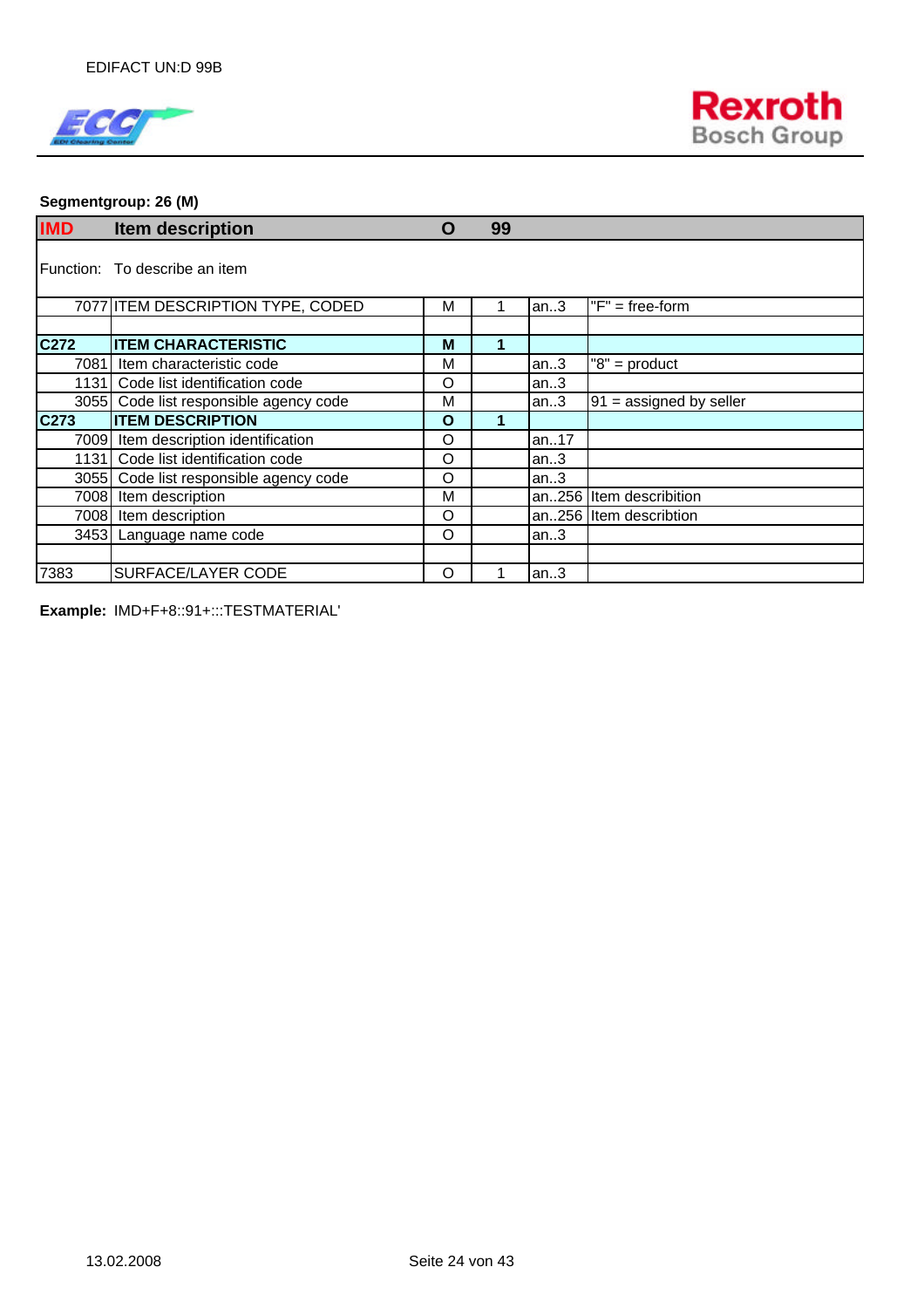**Segmentgroup: 26 (M)**

| IMD | Item description | O | 99 | | |
|---|---|---|---|---|---|
| Function: | To describe an item | | | | |
| 7077 | ITEM DESCRIPTION TYPE, CODED | M | 1 | an..3 | "F" = free-form |
| | | | | | |
| **C272** | **ITEM CHARACTERISTIC** | **M** | **1** | | |
| 7081 | Item characteristic code | M | | an..3 | "8" = product |
| 1131 | Code list identification code | O | | an..3 | |
| 3055 | Code list responsible agency code | M | | an..3 | 91 = assigned by seller |
| **C273** | **ITEM DESCRIPTION** | **O** | **1** | | |
| 7009 | Item description identification | O | | an..17 | |
| 1131 | Code list identification code | O | | an..3 | |
| 3055 | Code list responsible agency code | O | | an..3 | |
| 7008 | Item description | M | | an..256 | Item describition |
| 7008 | Item description | O | | an..256 | Item describtion |
| 3453 | Language name code | O | | an..3 | |
| | | | | | |
| 7383 | SURFACE/LAYER CODE | O | 1 | an..3 | |

**Example:** IMD+F+8::91+:::TESTMATERIAL'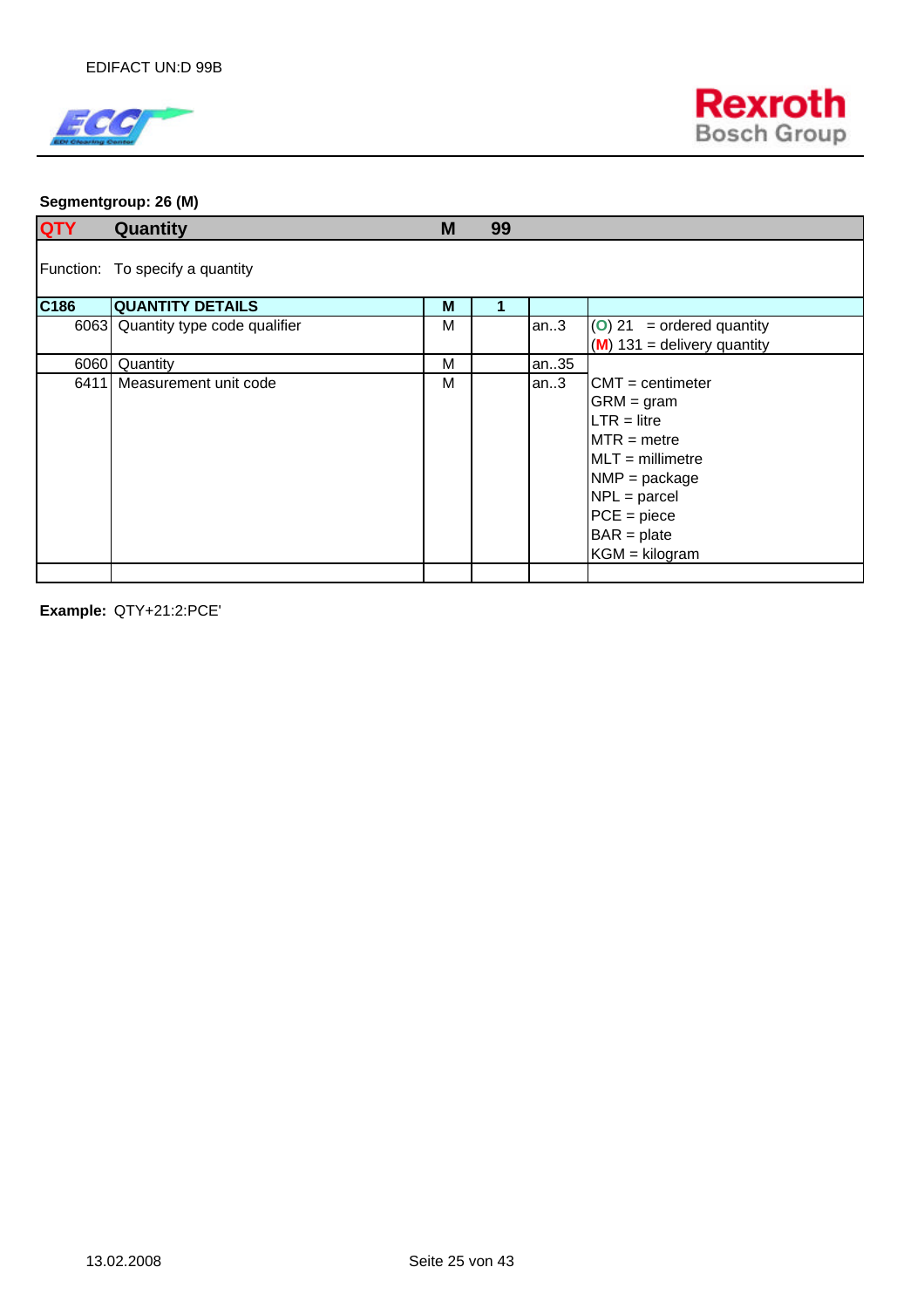**Segmentgroup: 26 (M)**

| QTY | Quantity | M | 99 | | |
|---|---|---|---|---|---|
| Function: | To specify a quantity | | | | |
| C186 | QUANTITY DETAILS | M | 1 | | |
| 6063 | Quantity type code qualifier | M | | an..3 | (O) 21 = ordered quantity<br>(M) 131 = delivery quantity |
| 6060 | Quantity | M | | an..35 | |
| 6411 | Measurement unit code | M | | an..3 | CMT = centimeter<br>GRM = gram<br>LTR = litre<br>MTR = metre<br>MLT = millimetre<br>NMP = package<br>NPL = parcel<br>PCE = piece<br>BAR = plate<br>KGM = kilogram |

**Example:** QTY+21:2:PCE'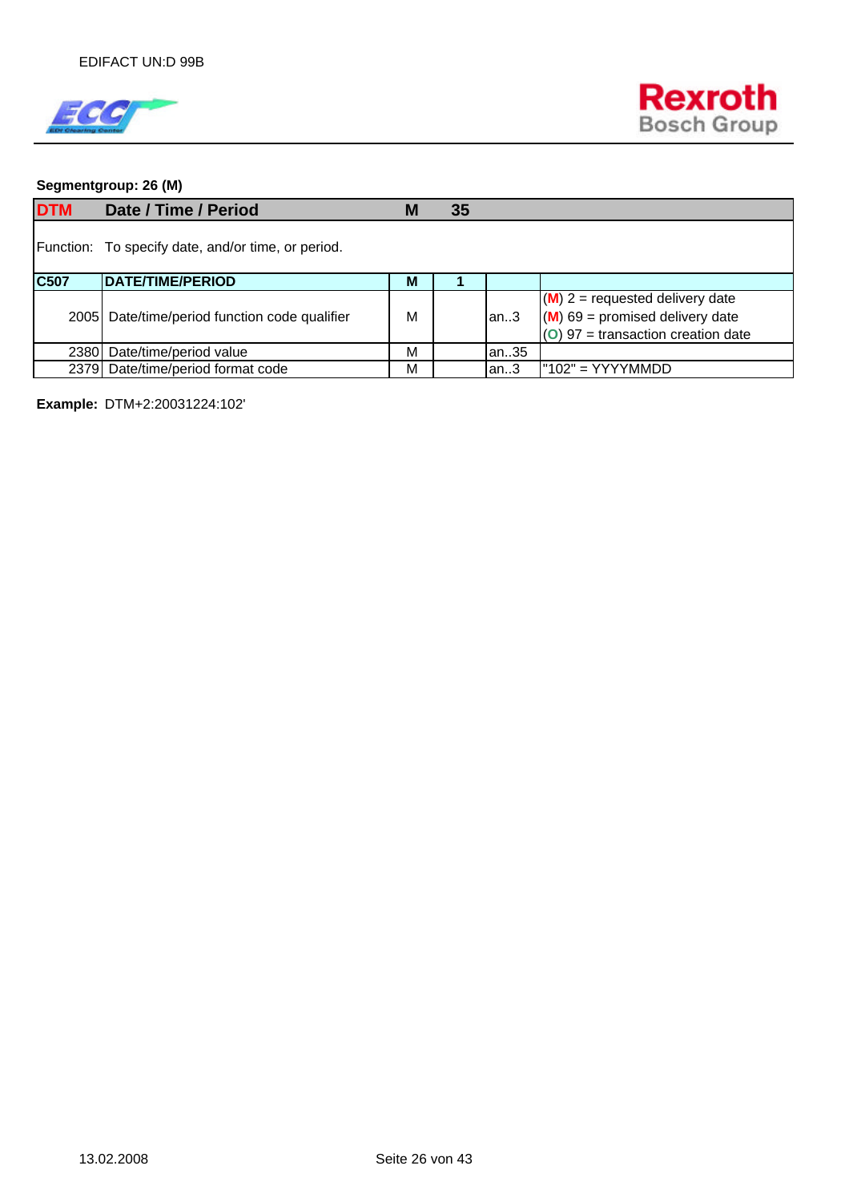**Segmentgroup: 26 (M)**

| DTM | Date / Time / Period | M | 35 | | |
|---|---|---|---|---|---|
| Function: | To specify date, and/or time, or period. | | | | |
| **C507** | **DATE/TIME/PERIOD** | **M** | **1** | | |
| 2005 | Date/time/period function code qualifier | M | | an..3 | (M) 2 = requested delivery date<br>(M) 69 = promised delivery date<br>(O) 97 = transaction creation date |
| 2380 | Date/time/period value | M | | an..35 | |
| 2379 | Date/time/period format code | M | | an..3 | "102" = YYYYMMDD |

**Example:** DTM+2:20031224:102'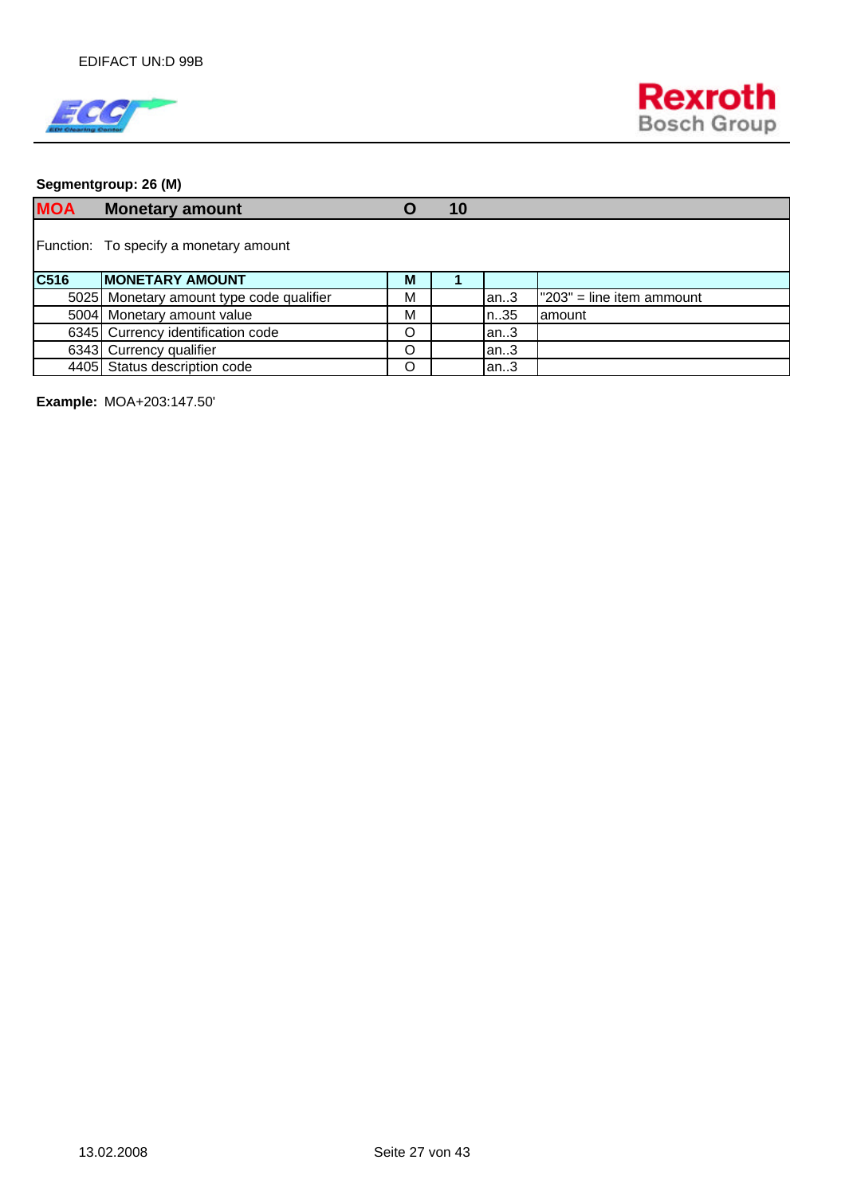**Segmentgroup: 26 (M)**

| MOA | Monetary amount | O | 10 | | |
|---|---|---|---|---|---|
| Function: | To specify a monetary amount | | | | |
| C516 | MONETARY AMOUNT | M | 1 | | |
| 5025 | Monetary amount type code qualifier | M | | an..3 | "203" = line item ammount |
| 5004 | Monetary amount value | M | | n..35 | amount |
| 6345 | Currency identification code | O | | an..3 | |
| 6343 | Currency qualifier | O | | an..3 | |
| 4405 | Status description code | O | | an..3 | |

**Example:** MOA+203:147.50'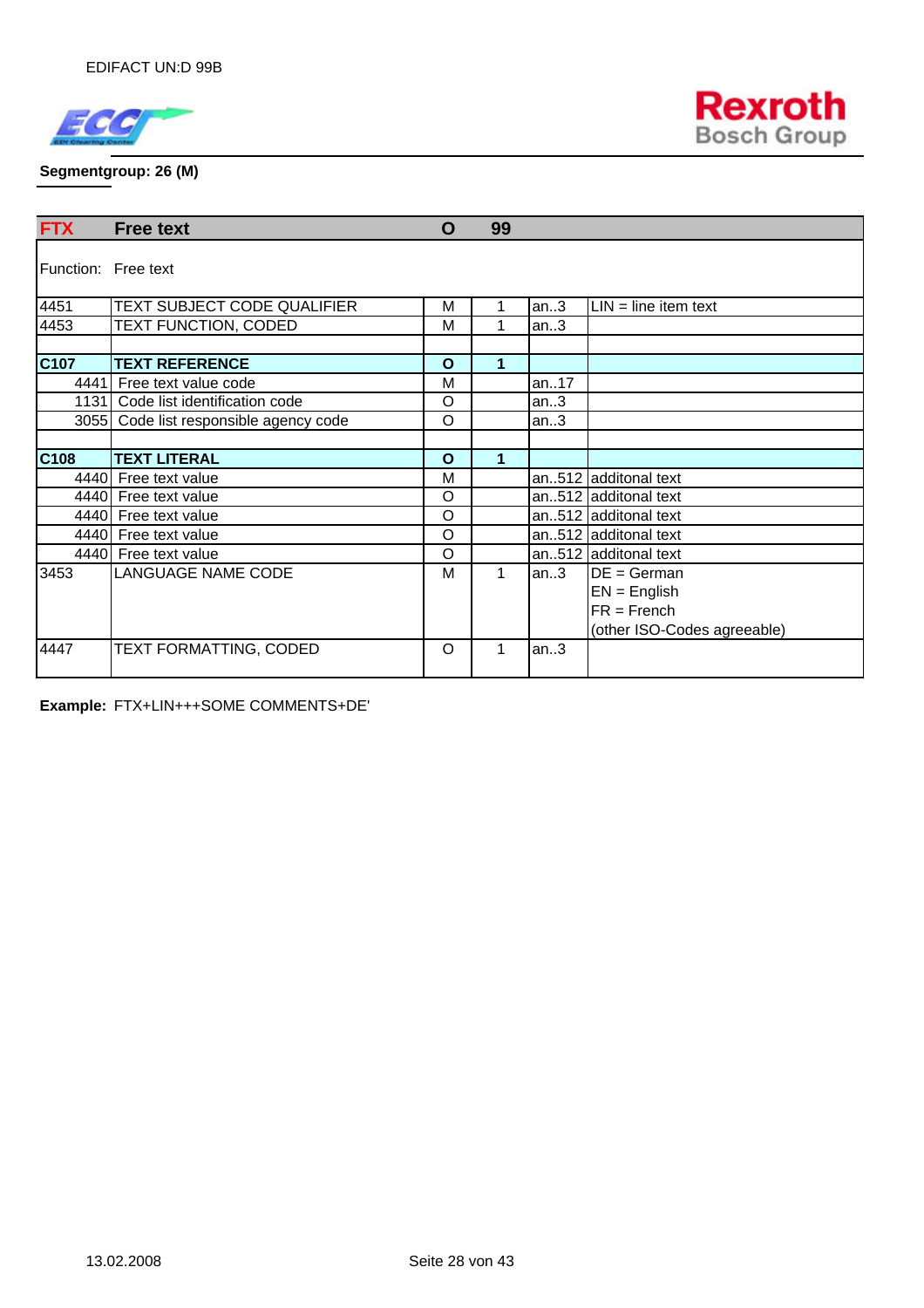**Segmentgroup: 26 (M)**

| FTX | Free text | O | 99 | | |
|---|---|---|---|---|---|
| Function: | Free text | | | | |
| 4451 | TEXT SUBJECT CODE QUALIFIER | M | 1 | an..3 | LIN = line item text |
| 4453 | TEXT FUNCTION, CODED | M | 1 | an..3 | |
| | | | | | |
| **C107** | **TEXT REFERENCE** | **O** | **1** | | |
| 4441 | Free text value code | M | | an..17 | |
| 1131 | Code list identification code | O | | an..3 | |
| 3055 | Code list responsible agency code | O | | an..3 | |
| | | | | | |
| **C108** | **TEXT LITERAL** | **O** | **1** | | |
| 4440 | Free text value | M | | an..512 | additonal text |
| 4440 | Free text value | O | | an..512 | additonal text |
| 4440 | Free text value | O | | an..512 | additonal text |
| 4440 | Free text value | O | | an..512 | additonal text |
| 4440 | Free text value | O | | an..512 | additonal text |
| 3453 | LANGUAGE NAME CODE | M | 1 | an..3 | DE = German<br>EN = English<br>FR = French<br>(other ISO-Codes agreeable) |
| 4447 | TEXT FORMATTING, CODED | O | 1 | an..3 | |

**Example:** FTX+LIN+++SOME COMMENTS+DE'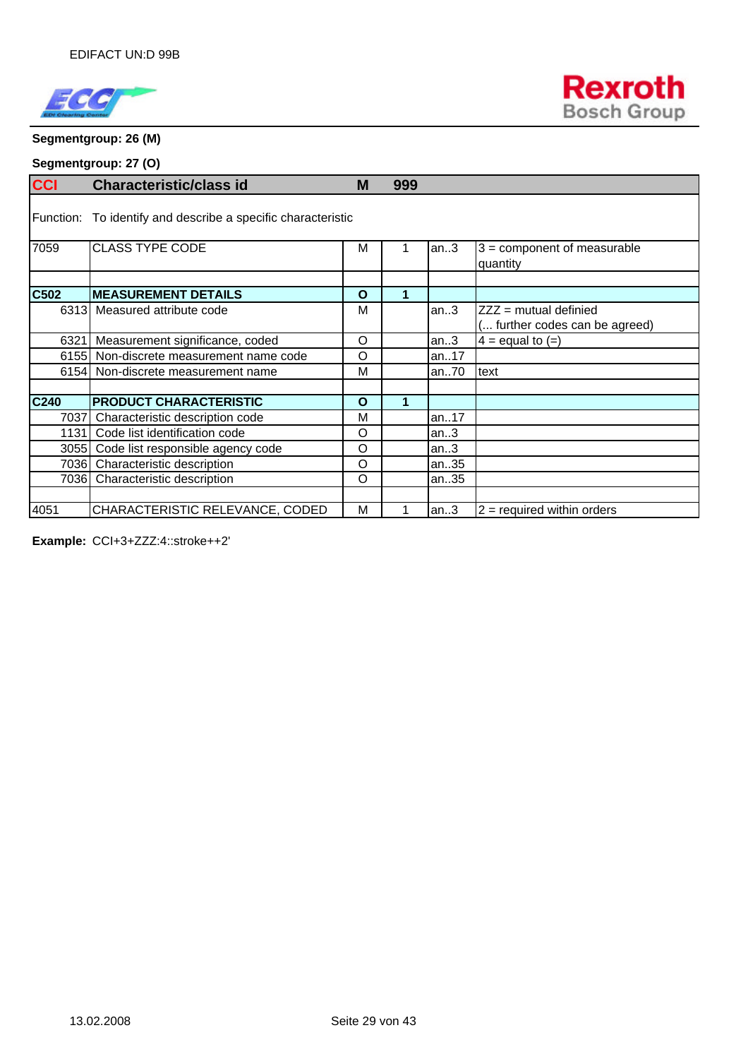**Segmentgroup: 26 (M)**

**Segmentgroup: 27 (O)**

| CCI | Characteristic/class id | M | 999 | | |
|---|---|---|---|---|---|
| Function: | To identify and describe a specific characteristic | | | | |
| 7059 | CLASS TYPE CODE | M | 1 | an..3 | 3 = component of measurable quantity |
| | | | | | |
| **C502** | **MEASUREMENT DETAILS** | **O** | **1** | | |
| 6313 | Measured attribute code | M | | an..3 | ZZZ = mutual definied (... further codes can be agreed) |
| 6321 | Measurement significance, coded | O | | an..3 | 4 = equal to (=) |
| 6155 | Non-discrete measurement name code | O | | an..17 | |
| 6154 | Non-discrete measurement name | M | | an..70 | text |
| | | | | | |
| **C240** | **PRODUCT CHARACTERISTIC** | **O** | **1** | | |
| 7037 | Characteristic description code | M | | an..17 | |
| 1131 | Code list identification code | O | | an..3 | |
| 3055 | Code list responsible agency code | O | | an..3 | |
| 7036 | Characteristic description | O | | an..35 | |
| 7036 | Characteristic description | O | | an..35 | |
| | | | | | |
| 4051 | CHARACTERISTIC RELEVANCE, CODED | M | 1 | an..3 | 2 = required within orders |

**Example:** CCI+3+ZZZ:4::stroke++2'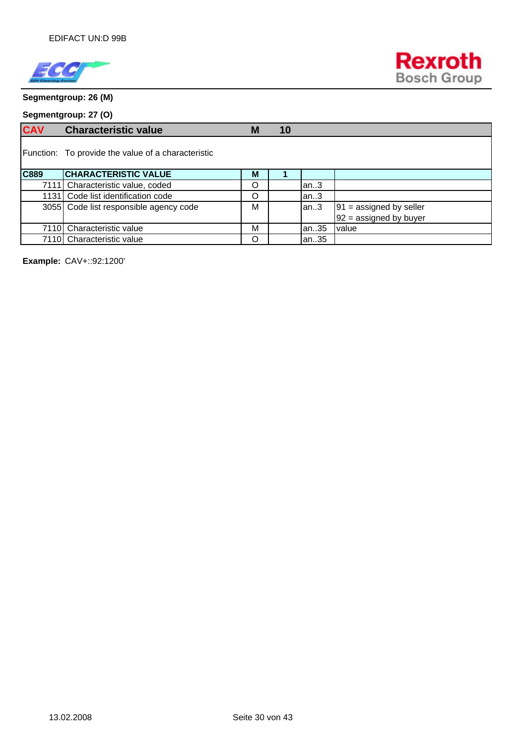**Segmentgroup: 26 (M)**

**Segmentgroup: 27 (O)**

| CAV | Characteristic value | M | 10 | | |
|---|---|---|---|---|---|
| Function: | To provide the value of a characteristic | | | | |
| **C889** | **CHARACTERISTIC VALUE** | **M** | **1** | | |
| 7111 | Characteristic value, coded | O | | an..3 | |
| 1131 | Code list identification code | O | | an..3 | |
| 3055 | Code list responsible agency code | M | | an..3 | 91 = assigned by seller<br>92 = assigned by buyer |
| 7110 | Characteristic value | M | | an..35 | value |
| 7110 | Characteristic value | O | | an..35 | |

**Example:** CAV+::92:1200'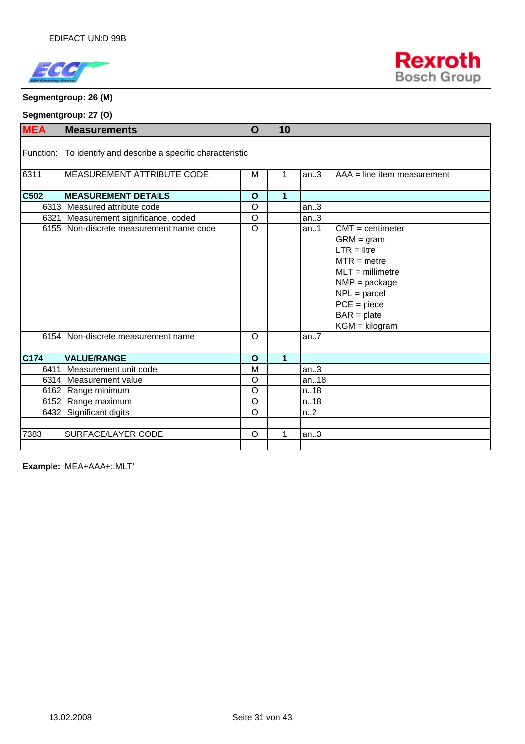**Segmentgroup: 26 (M)**

**Segmentgroup: 27 (O)**

| MEA | Measurements | O | 10 | | |
|---|---|---|---|---|---|
| Function: | To identify and describe a specific characteristic | | | | |
| 6311 | MEASUREMENT ATTRIBUTE CODE | M | 1 | an..3 | AAA = line item measurement |
| | | | | | |
| **C502** | **MEASUREMENT DETAILS** | **O** | **1** | | |
| 6313 | Measured attribute code | O | | an..3 | |
| 6321 | Measurement significance, coded | O | | an..3 | |
| 6155 | Non-discrete measurement name code | O | | an..1 | CMT = centimeter<br>GRM = gram<br>LTR = litre<br>MTR = metre<br>MLT = millimetre<br>NMP = package<br>NPL = parcel<br>PCE = piece<br>BAR = plate<br>KGM = kilogram |
| 6154 | Non-discrete measurement name | O | | an..7 | |
| | | | | | |
| **C174** | **VALUE/RANGE** | **O** | **1** | | |
| 6411 | Measurement unit code | M | | an..3 | |
| 6314 | Measurement value | O | | an..18 | |
| 6162 | Range minimum | O | | n..18 | |
| 6152 | Range maximum | O | | n..18 | |
| 6432 | Significant digits | O | | n..2 | |
| | | | | | |
| 7383 | SURFACE/LAYER CODE | O | 1 | an..3 | |
| | | | | | |

**Example:** MEA+AAA+::MLT'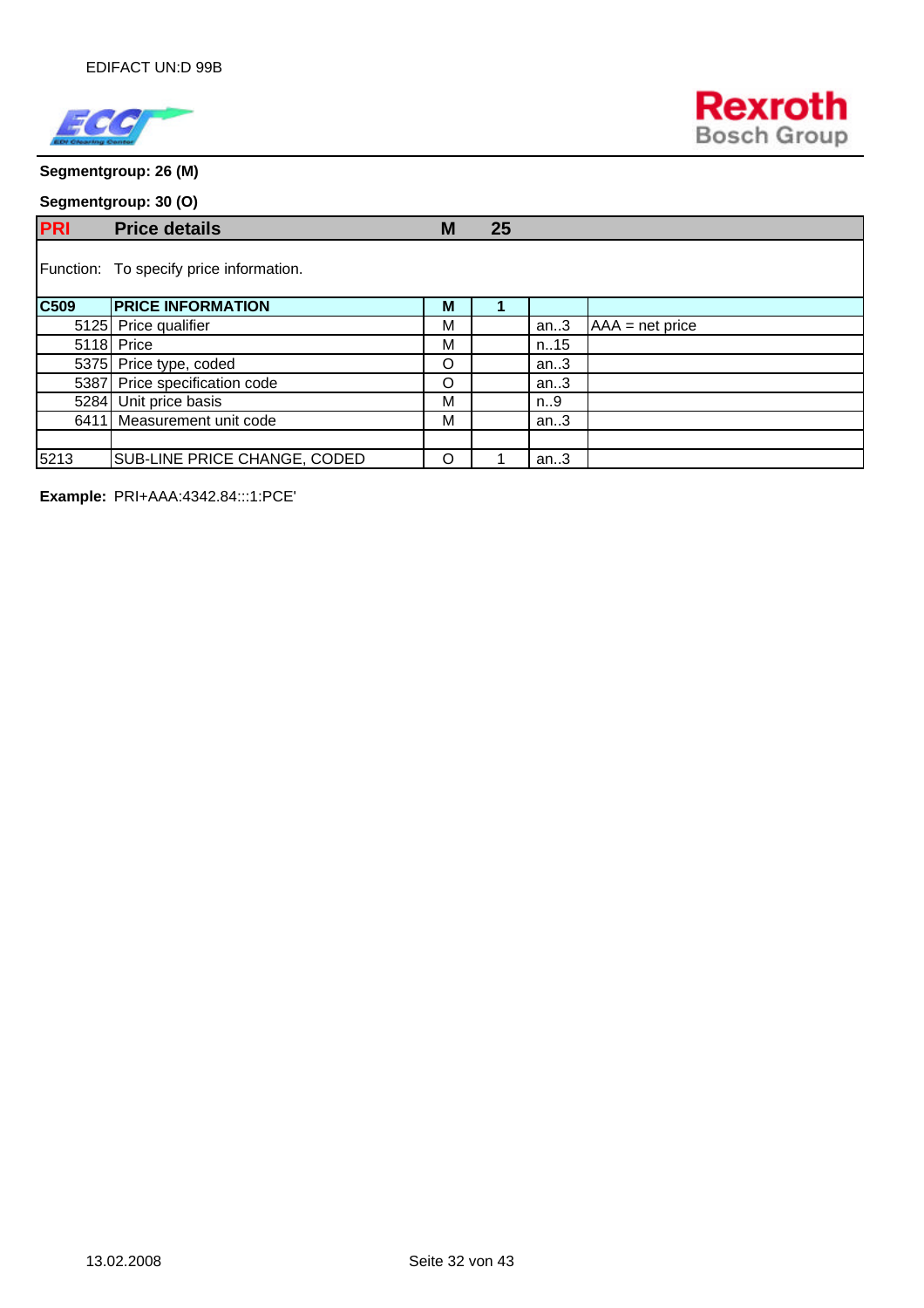**Segmentgroup: 26 (M)**

**Segmentgroup: 30 (O)**

| PRI | Price details | M | 25 | | |
|---|---|---|---|---|---|
| Function: | To specify price information. | | | | |
| **C509** | **PRICE INFORMATION** | **M** | **1** | | |
| 5125 | Price qualifier | M | | an..3 | AAA = net price |
| 5118 | Price | M | | n..15 | |
| 5375 | Price type, coded | O | | an..3 | |
| 5387 | Price specification code | O | | an..3 | |
| 5284 | Unit price basis | M | | n..9 | |
| 6411 | Measurement unit code | M | | an..3 | |
| | | | | | |
| 5213 | SUB-LINE PRICE CHANGE, CODED | O | 1 | an..3 | |

**Example:** PRI+AAA:4342.84:::1:PCE'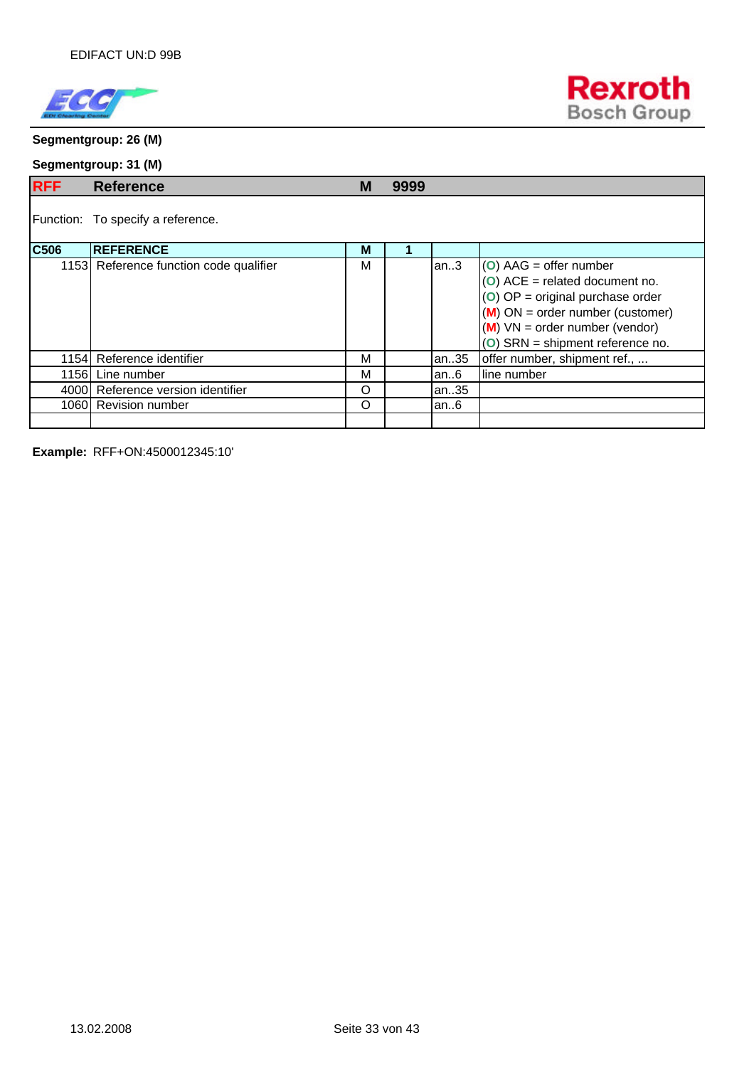**Segmentgroup: 26 (M)**

**Segmentgroup: 31 (M)**

| RFF | Reference | M | 9999 | | |
|---|---|---|---|---|---|
| Function: | To specify a reference. | | | | |
| **C506** | **REFERENCE** | **M** | **1** | | |
| 1153 | Reference function code qualifier | M | | an..3 | (O) AAG = offer number<br>(O) ACE = related document no.<br>(O) OP = original purchase order<br>(M) ON = order number (customer)<br>(M) VN = order number (vendor)<br>(O) SRN = shipment reference no. |
| 1154 | Reference identifier | M | | an..35 | offer number, shipment ref., ... |
| 1156 | Line number | M | | an..6 | line number |
| 4000 | Reference version identifier | O | | an..35 | |
| 1060 | Revision number | O | | an..6 | |
| | | | | | |

**Example:** RFF+ON:4500012345:10'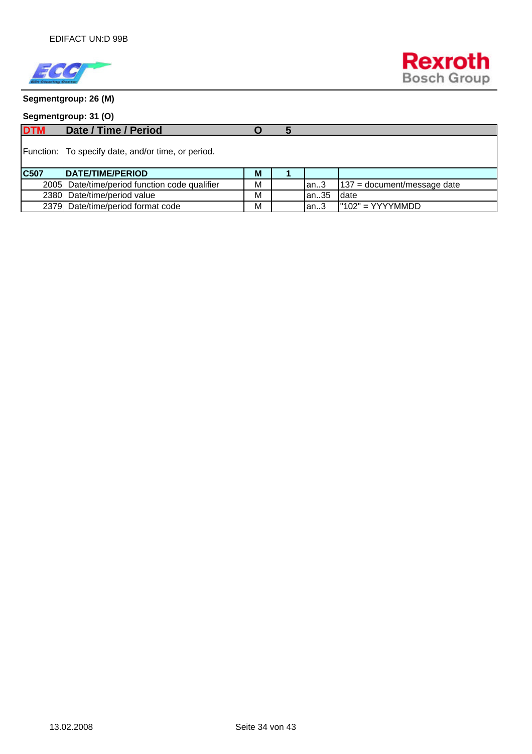**Segmentgroup: 26 (M)**

**Segmentgroup: 31 (O)**

| DTM | Date / Time / Period | O | 5 | | |
|---|---|---|---|---|---|
| Function: | To specify date, and/or time, or period. | | | | |
| **C507** | **DATE/TIME/PERIOD** | **M** | **1** | | |
| 2005 | Date/time/period function code qualifier | M | | an..3 | 137 = document/message date |
| 2380 | Date/time/period value | M | | an..35 | date |
| 2379 | Date/time/period format code | M | | an..3 | "102" = YYYYMMDD |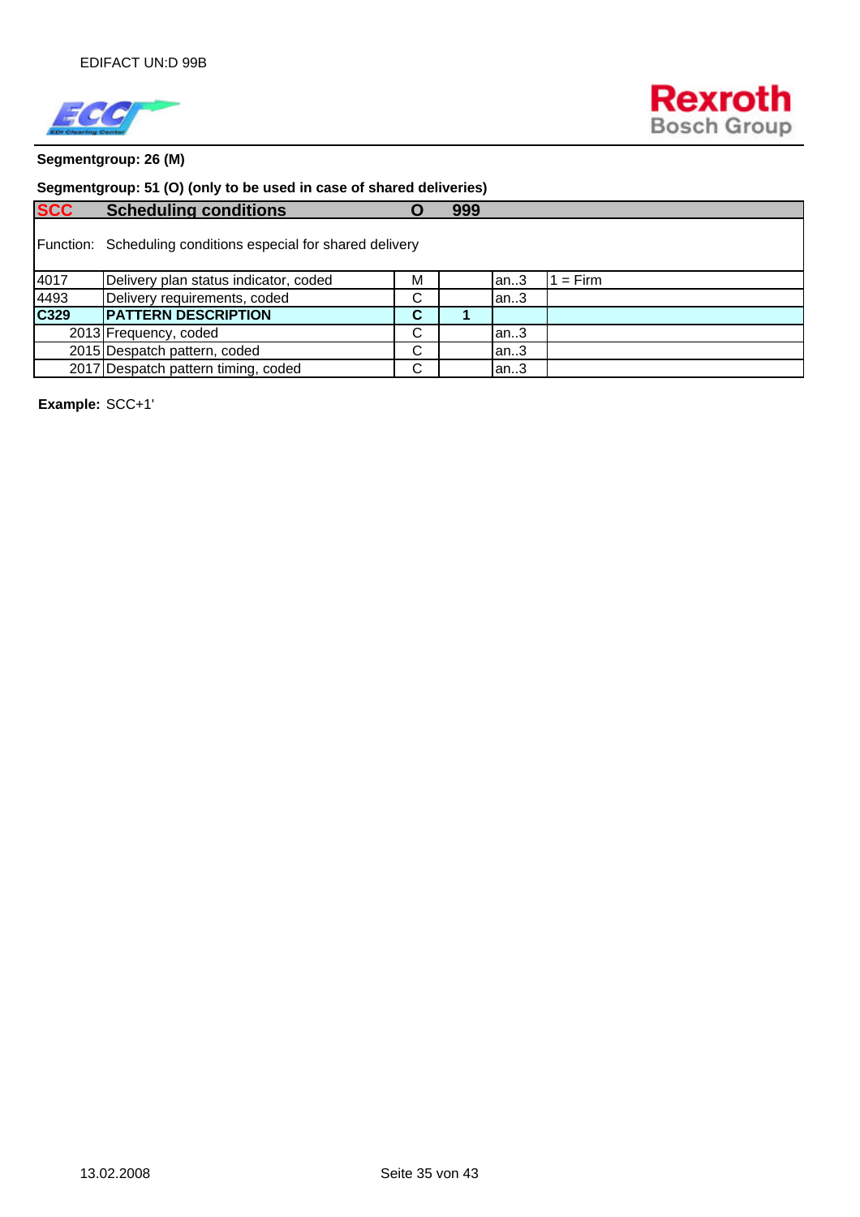**Segmentgroup: 26 (M)**

**Segmentgroup: 51 (O) (only to be used in case of shared deliveries)**

| SCC | Scheduling conditions | O | 999 | | |
|---|---|---|---|---|---|
| Function: | Scheduling conditions especial for shared delivery | | | | |
| 4017 | Delivery plan status indicator, coded | M | | an..3 | 1 = Firm |
| 4493 | Delivery requirements, coded | C | | an..3 | |
| **C329** | **PATTERN DESCRIPTION** | **C** | **1** | | |
| 2013 | Frequency, coded | C | | an..3 | |
| 2015 | Despatch pattern, coded | C | | an..3 | |
| 2017 | Despatch pattern timing, coded | C | | an..3 | |

**Example:** SCC+1'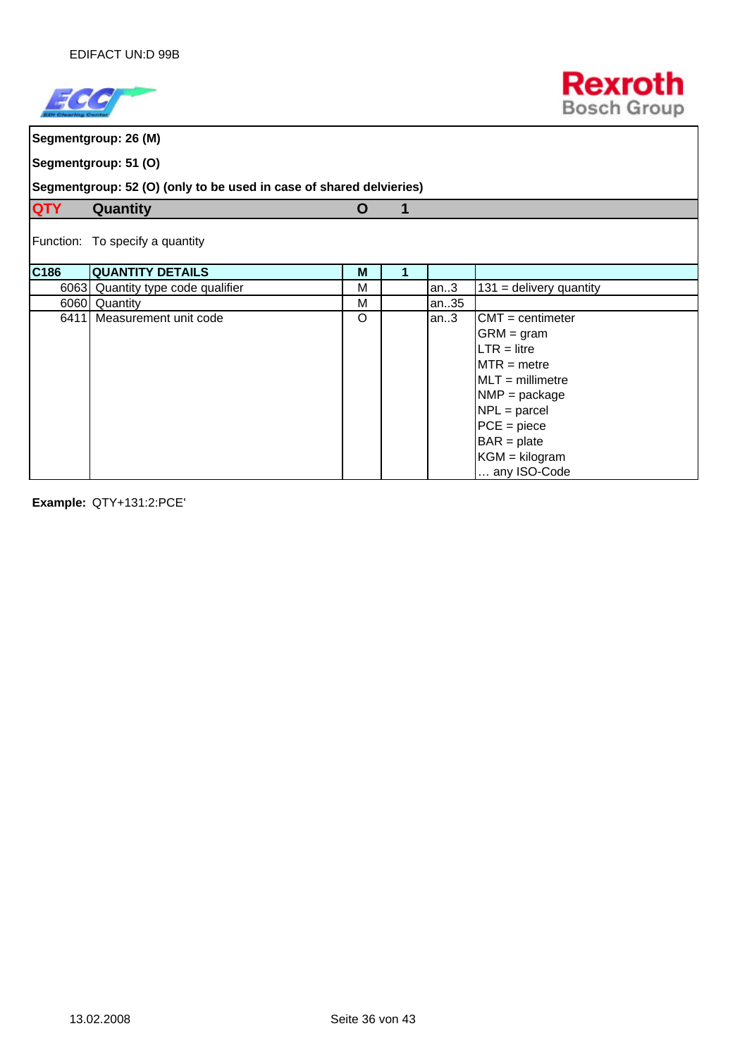**Segmentgroup: 26 (M)**

**Segmentgroup: 51 (O)**

**Segmentgroup: 52 (O) (only to be used in case of shared delvieries)**

## QTY Quantity O 1

Function: To specify a quantity

| C186 | QUANTITY DETAILS | M | 1 | | |
|---|---|---|---|---|---|
| 6063 | Quantity type code qualifier | M | | an..3 | 131 = delivery quantity |
| 6060 | Quantity | M | | an..35 | |
| 6411 | Measurement unit code | O | | an..3 | CMT = centimeter<br>GRM = gram<br>LTR = litre<br>MTR = metre<br>MLT = millimetre<br>NMP = package<br>NPL = parcel<br>PCE = piece<br>BAR = plate<br>KGM = kilogram<br>… any ISO-Code |

**Example:** QTY+131:2:PCE'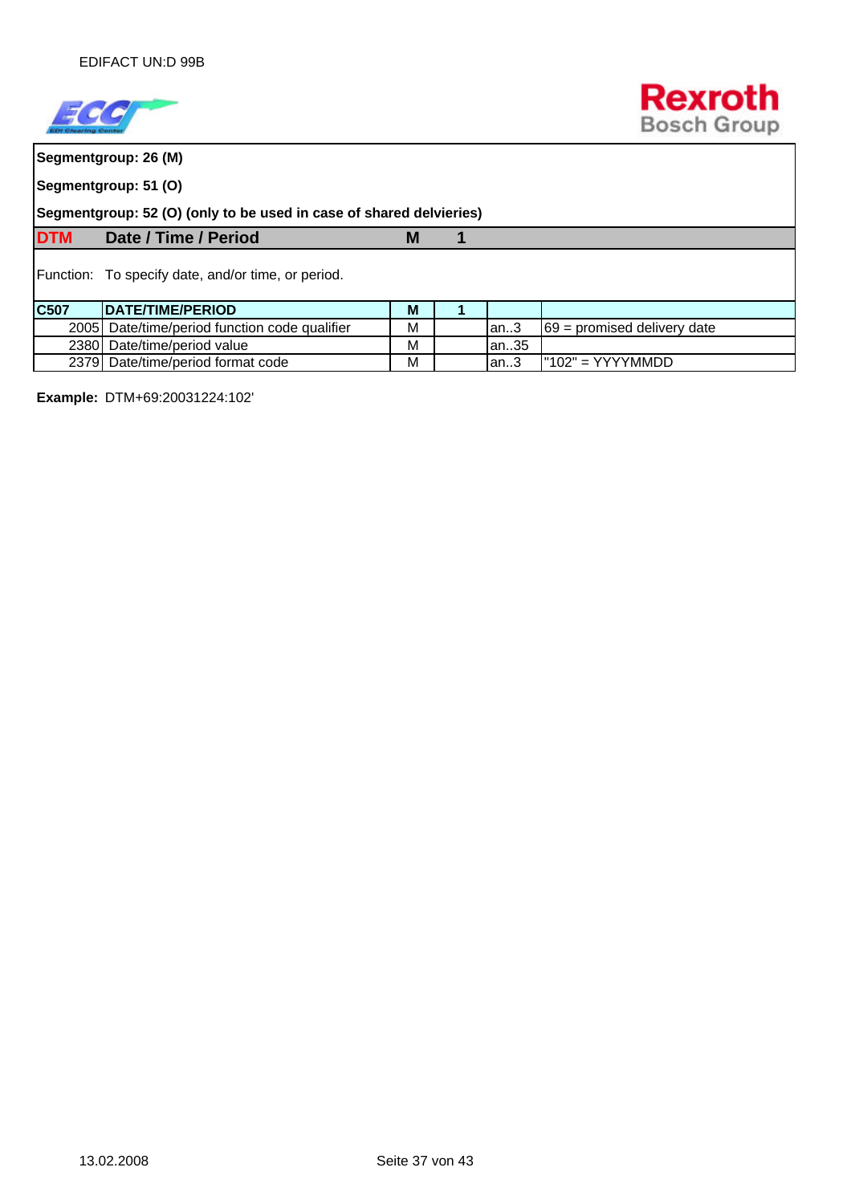**Segmentgroup: 26 (M)**

**Segmentgroup: 51 (O)**

**Segmentgroup: 52 (O) (only to be used in case of shared delvieries)**

| **DTM** | **Date / Time / Period** | **M** | **1** | | |
|---|---|---|---|---|---|

Function: To specify date, and/or time, or period.

| C507 | DATE/TIME/PERIOD | M | 1 | | |
|---|---|---|---|---|---|
| 2005 | Date/time/period function code qualifier | M | | an..3 | 69 = promised delivery date |
| 2380 | Date/time/period value | M | | an..35 | |
| 2379 | Date/time/period format code | M | | an..3 | "102" = YYYYMMDD |

**Example:** DTM+69:20031224:102'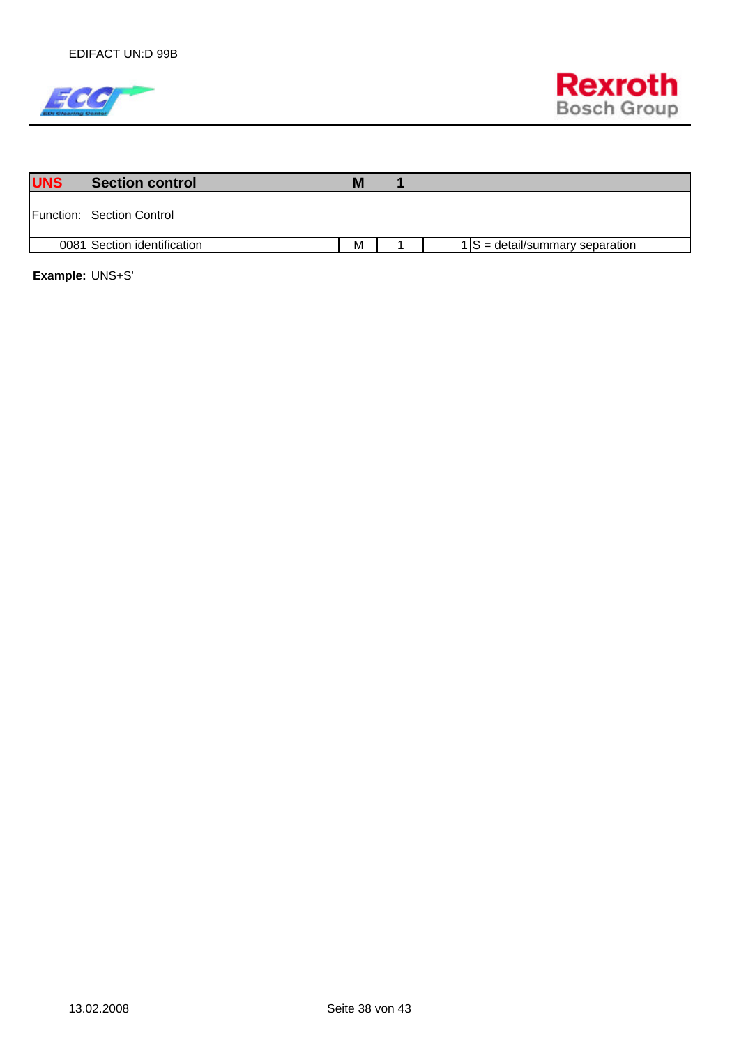| UNS | Section control | M | 1 | | |
|---|---|---|---|---|---|
| Function: | Section Control | | | | |
| 0081 | Section identification | M | 1 | 1 | S = detail/summary separation |

**Example:** UNS+S'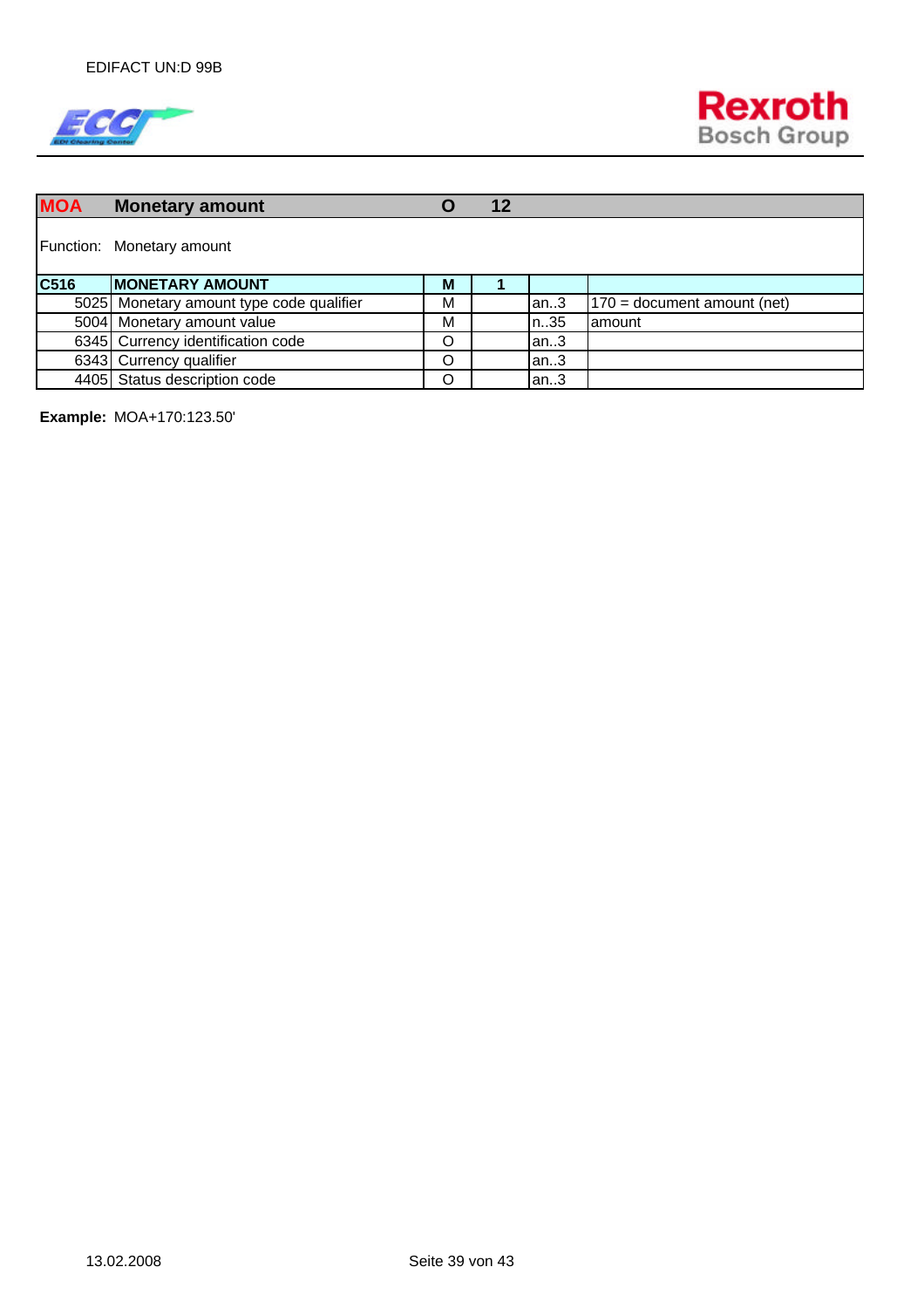| MOA | Monetary amount | O | 12 | | |
|---|---|---|---|---|---|
| Function: | Monetary amount | | | | |
| **C516** | **MONETARY AMOUNT** | **M** | **1** | | |
| 5025 | Monetary amount type code qualifier | M | | an..3 | 170 = document amount (net) |
| 5004 | Monetary amount value | M | | n..35 | amount |
| 6345 | Currency identification code | O | | an..3 | |
| 6343 | Currency qualifier | O | | an..3 | |
| 4405 | Status description code | O | | an..3 | |

**Example:** MOA+170:123.50'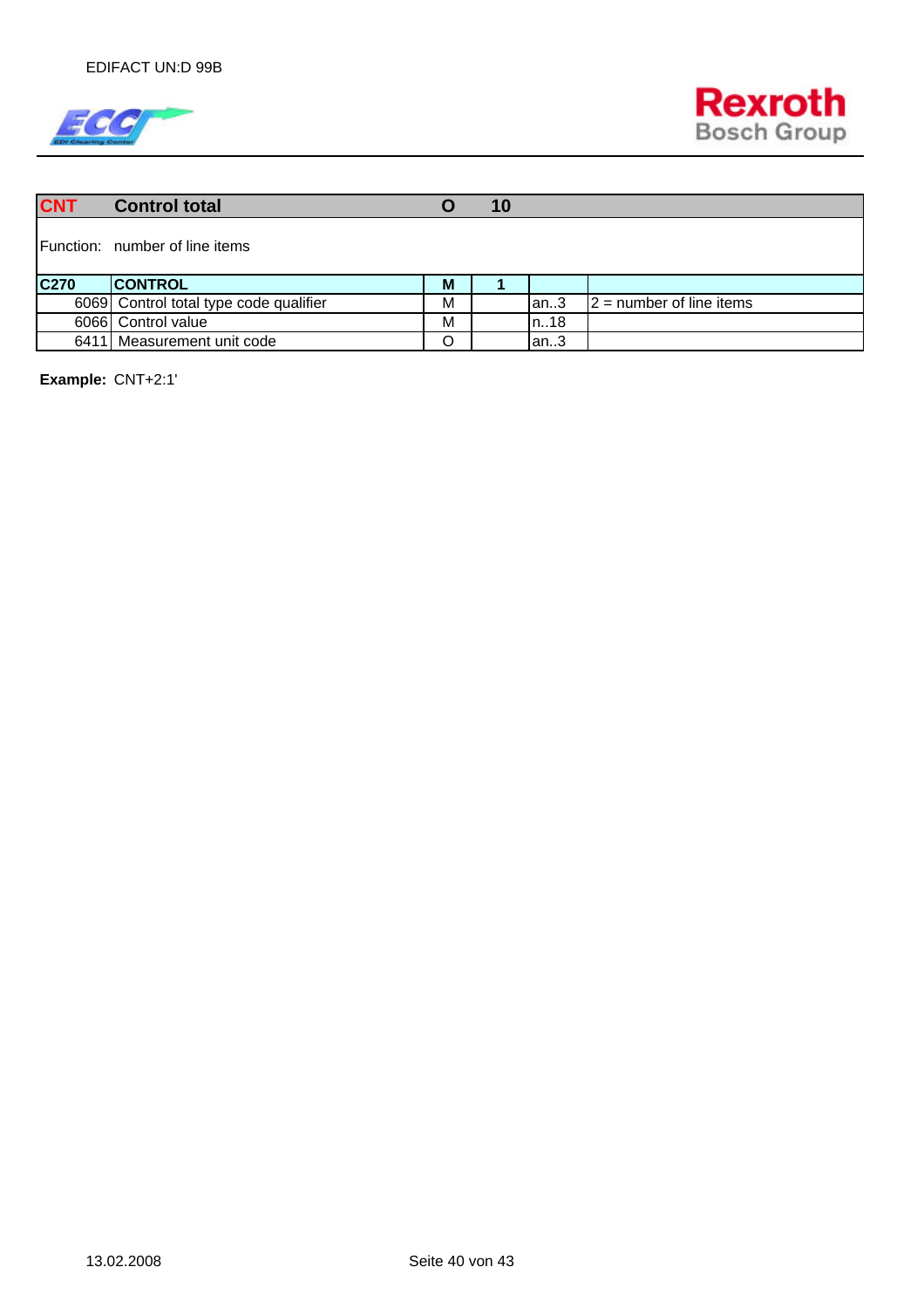| CNT | Control total | O | 10 | | |
|---|---|---|---|---|---|
| Function: | number of line items | | | | |
| **C270** | **CONTROL** | **M** | **1** | | |
| 6069 | Control total type code qualifier | M | | an..3 | 2 = number of line items |
| 6066 | Control value | M | | n..18 | |
| 6411 | Measurement unit code | O | | an..3 | |

**Example:** CNT+2:1'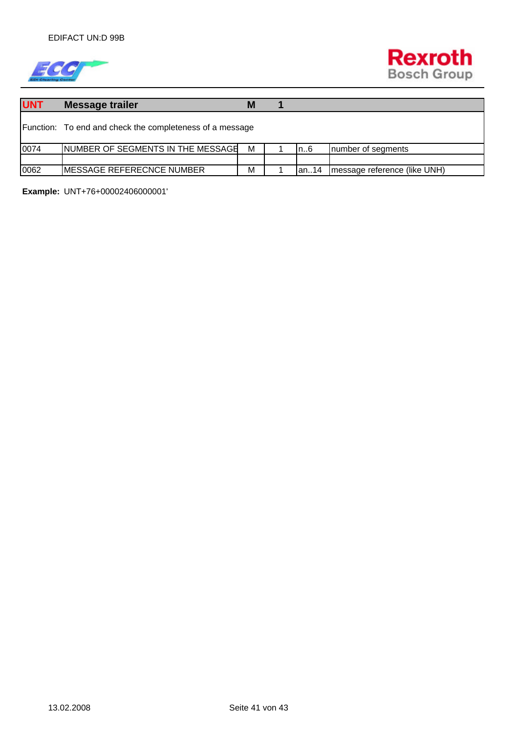| UNT | Message trailer | M | 1 | | |
|---|---|---|---|---|---|
| Function: | To end and check the completeness of a message | | | | |
| 0074 | NUMBER OF SEGMENTS IN THE MESSAGE | M | 1 | n..6 | number of segments |
| | | | | | |
| 0062 | MESSAGE REFERECNCE NUMBER | M | 1 | an..14 | message reference (like UNH) |

**Example:** UNT+76+00002406000001'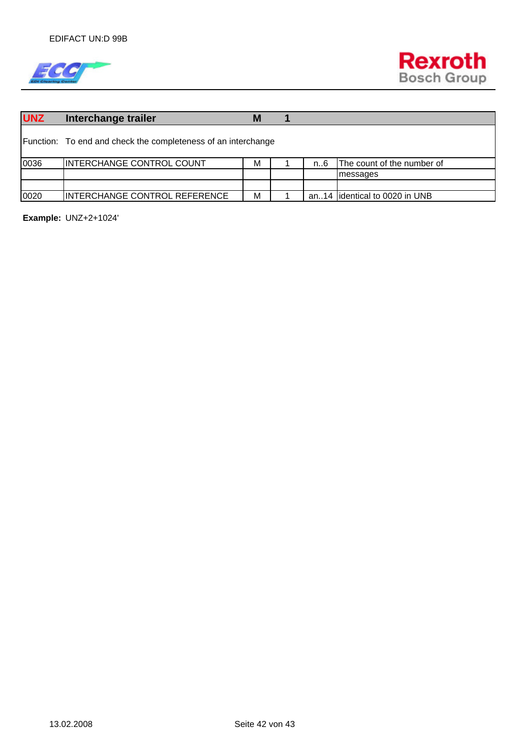| UNZ | Interchange trailer | M | 1 | | |
|---|---|---|---|---|---|
| Function: To end and check the completeness of an interchange | | | | | |
| 0036 | INTERCHANGE CONTROL COUNT | M | 1 | n..6 | The count of the number of messages |
| | | | | | |
| 0020 | INTERCHANGE CONTROL REFERENCE | M | 1 | an..14 | identical to 0020 in UNB |

**Example:** UNZ+2+1024'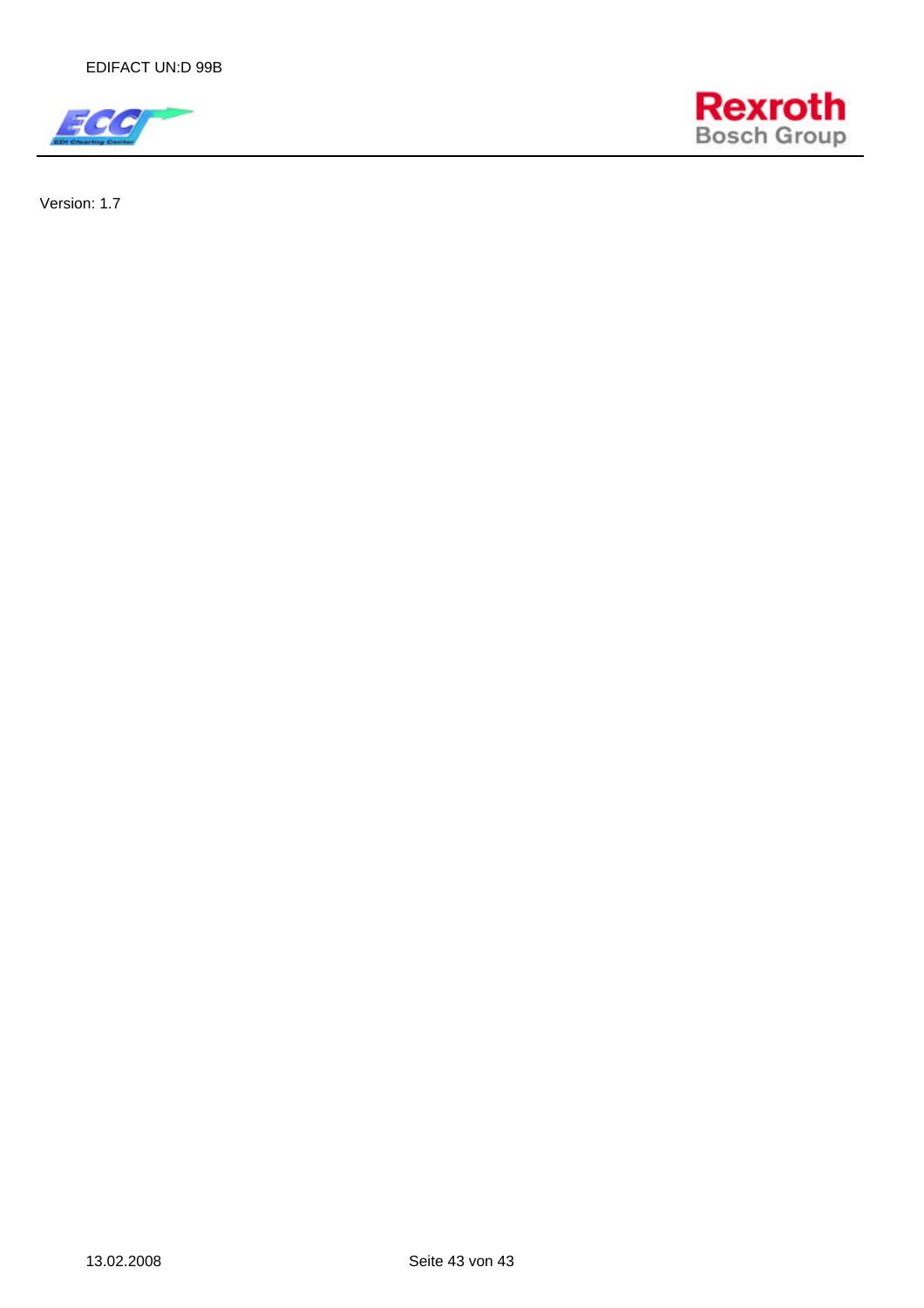Version: 1.7